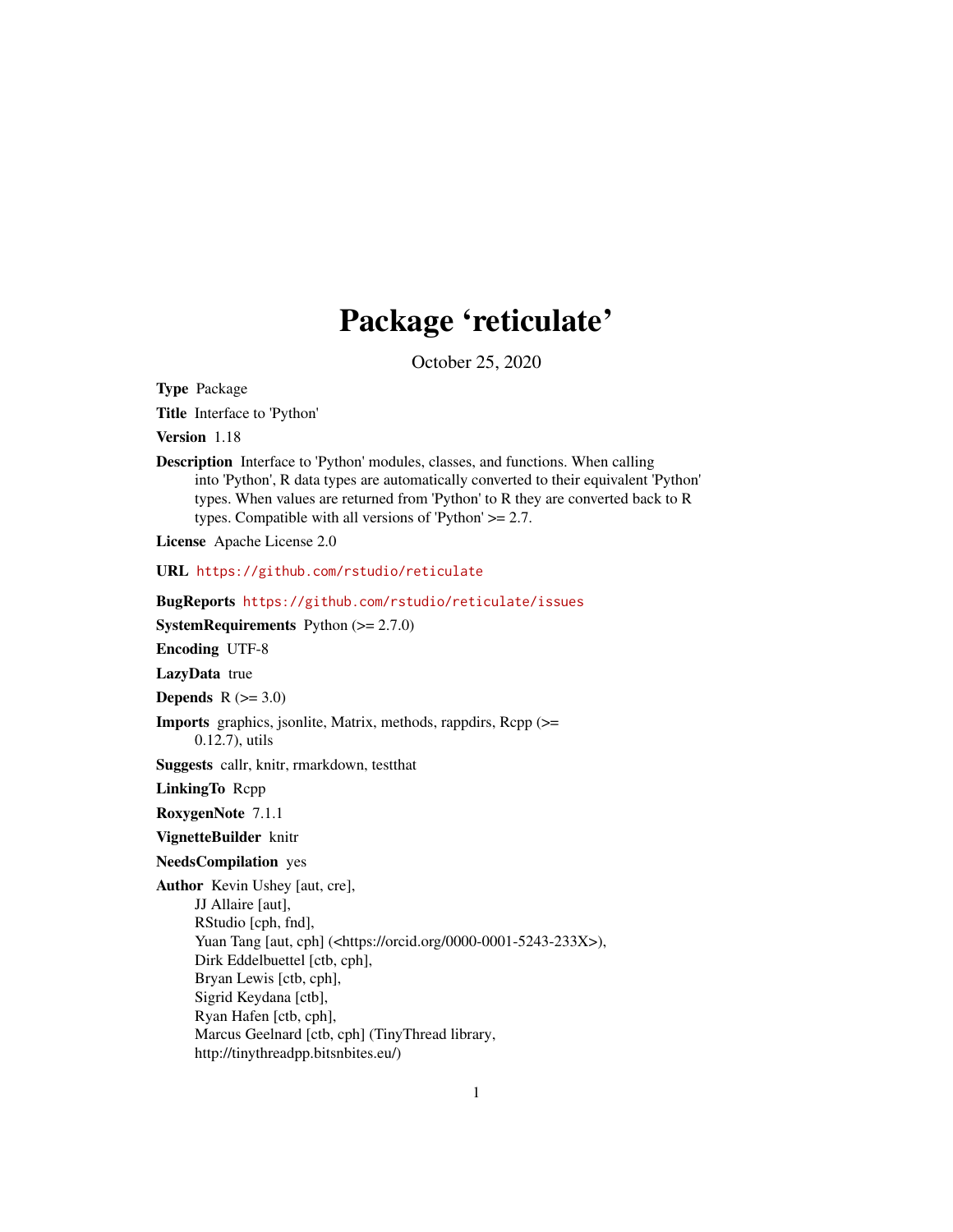# Package ‘reticulate’

October 25, 2020

**Type** Package

**Title** Interface to 'Python'

**Version** 1.18

**Description** Interface to 'Python' modules, classes, and functions. When calling into 'Python', R data types are automatically converted to their equivalent 'Python' types. When values are returned from 'Python' to R they are converted back to R types. Compatible with all versions of 'Python' >= 2.7.

**License** Apache License 2.0

**URL** https://github.com/rstudio/reticulate

**BugReports** https://github.com/rstudio/reticulate/issues

**SystemRequirements** Python (>= 2.7.0)

**Encoding** UTF-8

**LazyData** true

**Depends** R (>= 3.0)

**Imports** graphics, jsonlite, Matrix, methods, rappdirs, Rcpp (>= 0.12.7), utils

**Suggests** callr, knitr, rmarkdown, testthat

**LinkingTo** Rcpp

**RoxygenNote** 7.1.1

**VignetteBuilder** knitr

**NeedsCompilation** yes

**Author** Kevin Ushey [aut, cre],
JJ Allaire [aut],
RStudio [cph, fnd],
Yuan Tang [aut, cph] (<https://orcid.org/0000-0001-5243-233X>),
Dirk Eddelbuettel [ctb, cph],
Bryan Lewis [ctb, cph],
Sigrid Keydana [ctb],
Ryan Hafen [ctb, cph],
Marcus Geelnard [ctb, cph] (TinyThread library,
http://tinythreadpp.bitsnbites.eu/)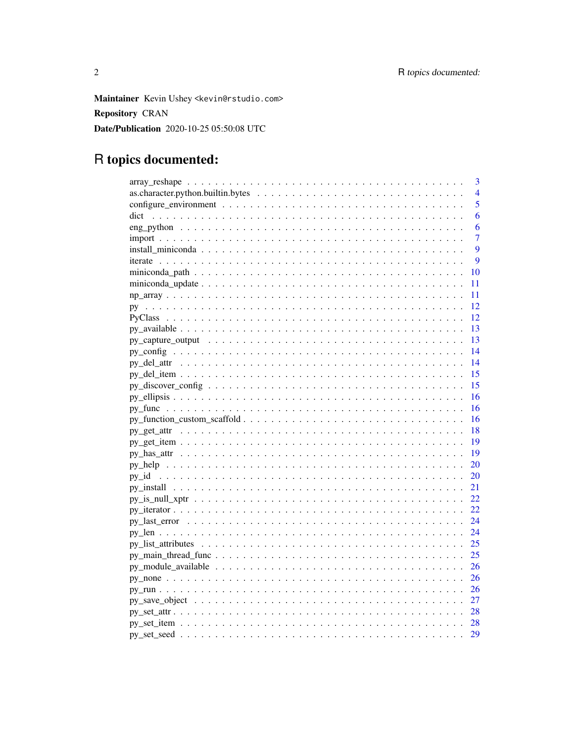**Maintainer** Kevin Ushey <kevin@rstudio.com>

**Repository** CRAN

**Date/Publication** 2020-10-25 05:50:08 UTC

# R topics documented:

| | |
|---|---|
| array_reshape | 3 |
| as.character.python.builtin.bytes | 4 |
| configure_environment | 5 |
| dict | 6 |
| eng_python | 6 |
| import | 7 |
| install_miniconda | 9 |
| iterate | 9 |
| miniconda_path | 10 |
| miniconda_update | 11 |
| np_array | 11 |
| py | 12 |
| PyClass | 12 |
| py_available | 13 |
| py_capture_output | 13 |
| py_config | 14 |
| py_del_attr | 14 |
| py_del_item | 15 |
| py_discover_config | 15 |
| py_ellipsis | 16 |
| py_func | 16 |
| py_function_custom_scaffold | 16 |
| py_get_attr | 18 |
| py_get_item | 19 |
| py_has_attr | 19 |
| py_help | 20 |
| py_id | 20 |
| py_install | 21 |
| py_is_null_xptr | 22 |
| py_iterator | 22 |
| py_last_error | 24 |
| py_len | 24 |
| py_list_attributes | 25 |
| py_main_thread_func | 25 |
| py_module_available | 26 |
| py_none | 26 |
| py_run | 26 |
| py_save_object | 27 |
| py_set_attr | 28 |
| py_set_item | 28 |
| py_set_seed | 29 |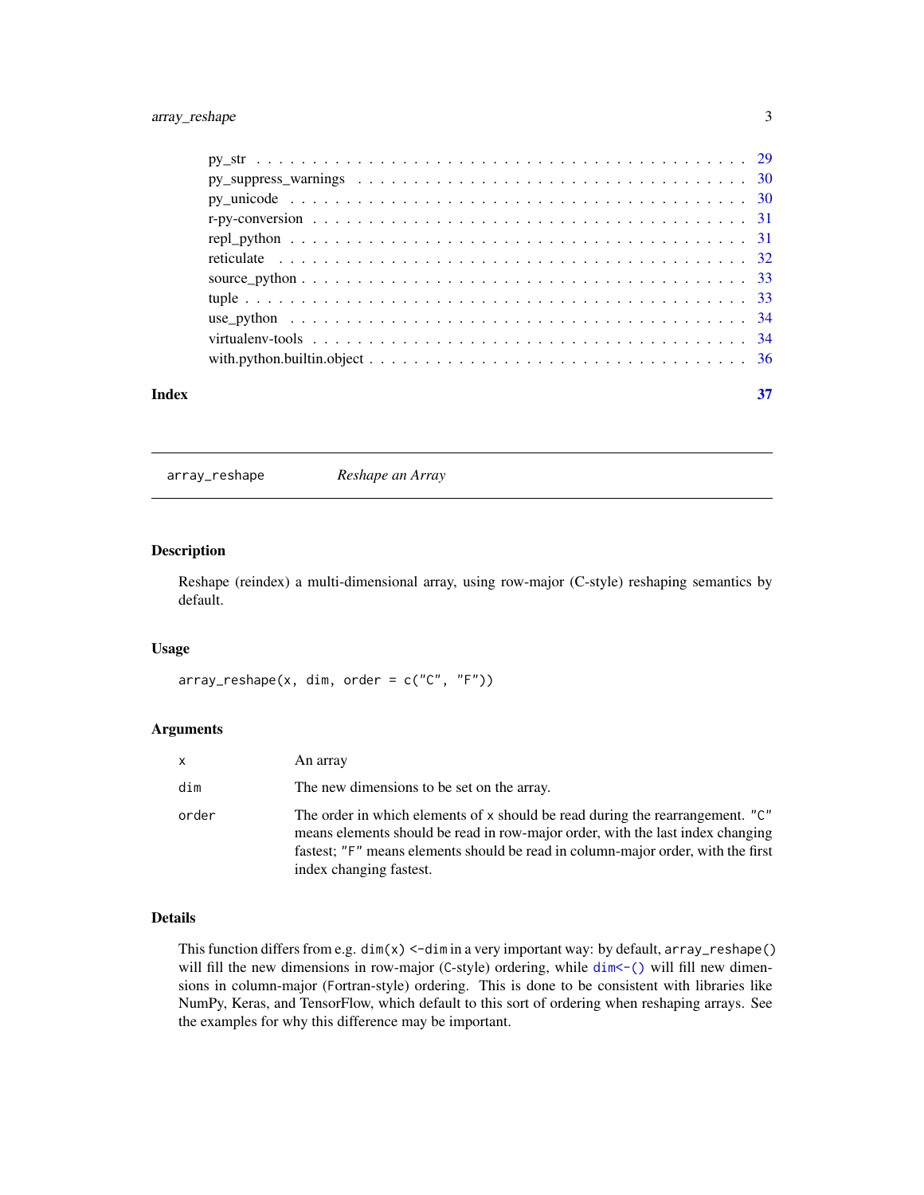py_str . . . . . . . . . . . . . . . . . . . . . . . . . . . . . . . . . . . . . . . . 29
py_suppress_warnings . . . . . . . . . . . . . . . . . . . . . . . . . . . . . . . . . 30
py_unicode . . . . . . . . . . . . . . . . . . . . . . . . . . . . . . . . . . . . . . 30
r-py-conversion . . . . . . . . . . . . . . . . . . . . . . . . . . . . . . . . . . . . 31
repl_python . . . . . . . . . . . . . . . . . . . . . . . . . . . . . . . . . . . . . . 31
reticulate . . . . . . . . . . . . . . . . . . . . . . . . . . . . . . . . . . . . . . . 32
source_python . . . . . . . . . . . . . . . . . . . . . . . . . . . . . . . . . . . . . 33
tuple . . . . . . . . . . . . . . . . . . . . . . . . . . . . . . . . . . . . . . . . . 33
use_python . . . . . . . . . . . . . . . . . . . . . . . . . . . . . . . . . . . . . . 34
virtualenv-tools . . . . . . . . . . . . . . . . . . . . . . . . . . . . . . . . . . . . 34
with.python.builtin.object . . . . . . . . . . . . . . . . . . . . . . . . . . . . . . . 36

**Index** **37**

---

## `array_reshape` *Reshape an Array*

### Description

Reshape (reindex) a multi-dimensional array, using row-major (C-style) reshaping semantics by default.

### Usage

```
array_reshape(x, dim, order = c("C", "F"))
```

### Arguments

| | |
|---|---|
| `x` | An array |
| `dim` | The new dimensions to be set on the array. |
| `order` | The order in which elements of `x` should be read during the rearrangement. `"C"` means elements should be read in row-major order, with the last index changing fastest; `"F"` means elements should be read in column-major order, with the first index changing fastest. |

### Details

This function differs from e.g. `dim(x) <- dim` in a very important way: by default, `array_reshape()` will fill the new dimensions in row-major (C-style) ordering, while `dim<-()` will fill new dimensions in column-major (Fortran-style) ordering. This is done to be consistent with libraries like NumPy, Keras, and TensorFlow, which default to this sort of ordering when reshaping arrays. See the examples for why this difference may be important.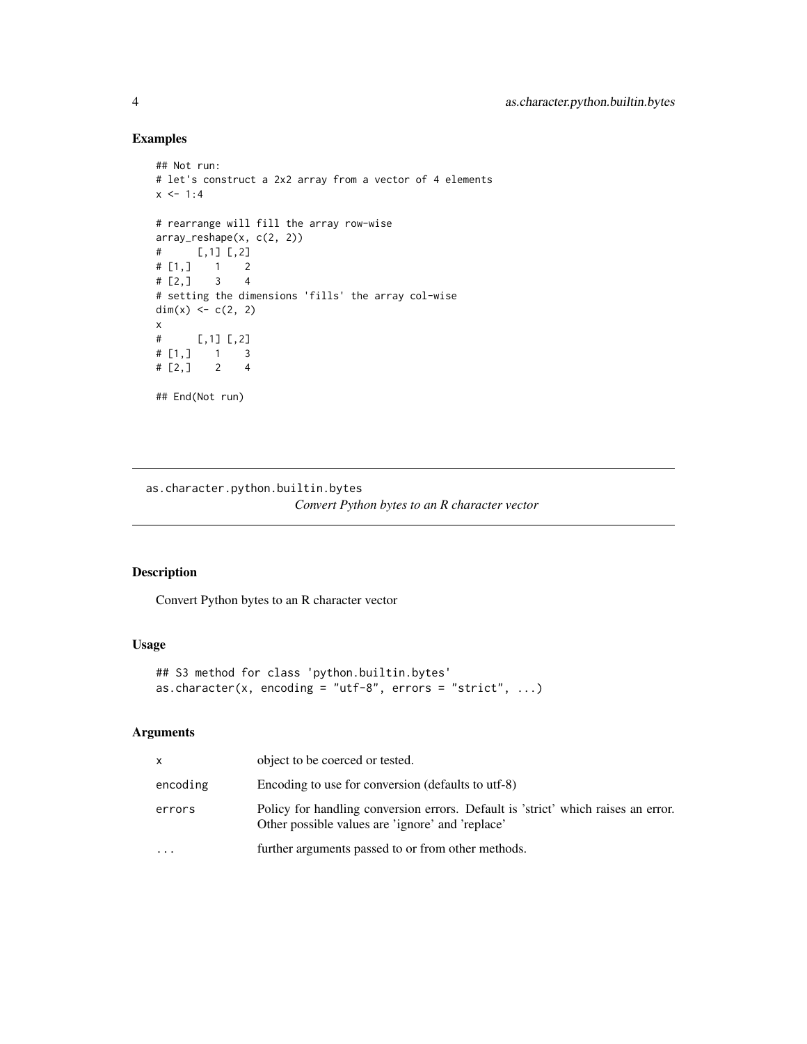### Examples

```
## Not run:
# let's construct a 2x2 array from a vector of 4 elements
x <- 1:4

# rearrange will fill the array row-wise
array_reshape(x, c(2, 2))
#      [,1] [,2]
# [1,]    1    2
# [2,]    3    4
# setting the dimensions 'fills' the array col-wise
dim(x) <- c(2, 2)
x
#      [,1] [,2]
# [1,]    1    3
# [2,]    2    4

## End(Not run)
```

---

## as.character.python.builtin.bytes

*Convert Python bytes to an R character vector*

---

### Description

Convert Python bytes to an R character vector

### Usage

```
## S3 method for class 'python.builtin.bytes'
as.character(x, encoding = "utf-8", errors = "strict", ...)
```

### Arguments

| | |
|---|---|
| `x` | object to be coerced or tested. |
| `encoding` | Encoding to use for conversion (defaults to utf-8) |
| `errors` | Policy for handling conversion errors. Default is 'strict' which raises an error. Other possible values are 'ignore' and 'replace' |
| `...` | further arguments passed to or from other methods. |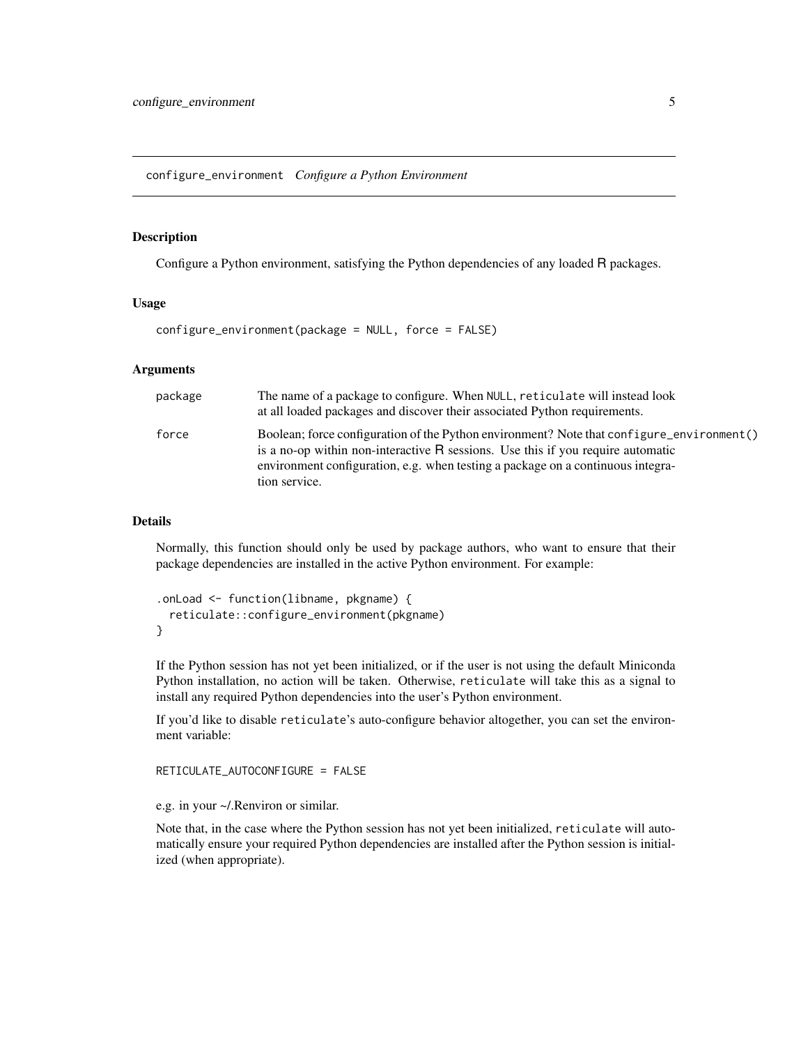## configure_environment *Configure a Python Environment*

### Description

Configure a Python environment, satisfying the Python dependencies of any loaded R packages.

### Usage

```
configure_environment(package = NULL, force = FALSE)
```

### Arguments

| | |
|---|---|
| package | The name of a package to configure. When `NULL`, `reticulate` will instead look at all loaded packages and discover their associated Python requirements. |
| force | Boolean; force configuration of the Python environment? Note that `configure_environment()` is a no-op within non-interactive R sessions. Use this if you require automatic environment configuration, e.g. when testing a package on a continuous integration service. |

### Details

Normally, this function should only be used by package authors, who want to ensure that their package dependencies are installed in the active Python environment. For example:

```
.onLoad <- function(libname, pkgname) {
  reticulate::configure_environment(pkgname)
}
```

If the Python session has not yet been initialized, or if the user is not using the default Miniconda Python installation, no action will be taken. Otherwise, `reticulate` will take this as a signal to install any required Python dependencies into the user's Python environment.

If you'd like to disable `reticulate`'s auto-configure behavior altogether, you can set the environment variable:

```
RETICULATE_AUTOCONFIGURE = FALSE
```

e.g. in your ~/.Renviron or similar.

Note that, in the case where the Python session has not yet been initialized, `reticulate` will automatically ensure your required Python dependencies are installed after the Python session is initialized (when appropriate).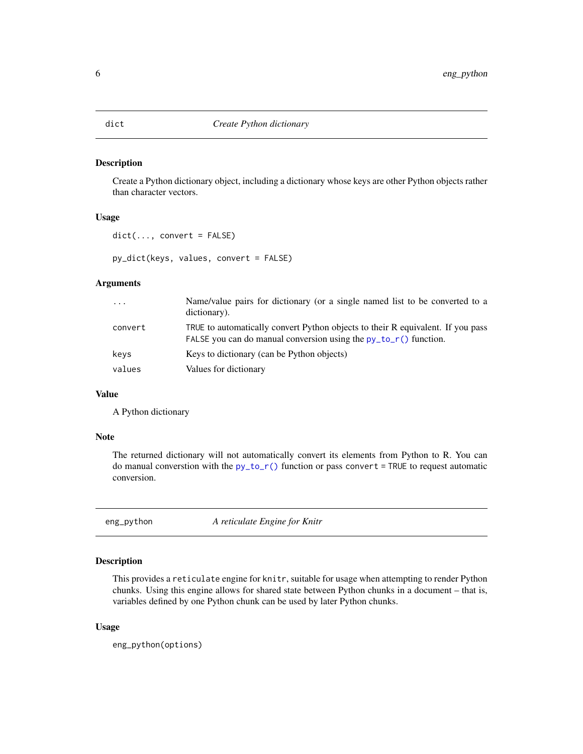## dict — *Create Python dictionary*

### Description

Create a Python dictionary object, including a dictionary whose keys are other Python objects rather than character vectors.

### Usage

```
dict(..., convert = FALSE)

py_dict(keys, values, convert = FALSE)
```

### Arguments

| | |
|---|---|
| `...` | Name/value pairs for dictionary (or a single named list to be converted to a dictionary). |
| `convert` | `TRUE` to automatically convert Python objects to their R equivalent. If you pass `FALSE` you can do manual conversion using the `py_to_r()` function. |
| `keys` | Keys to dictionary (can be Python objects) |
| `values` | Values for dictionary |

### Value

A Python dictionary

### Note

The returned dictionary will not automatically convert its elements from Python to R. You can do manual converstion with the `py_to_r()` function or pass `convert = TRUE` to request automatic conversion.

## eng_python — *A reticulate Engine for Knitr*

### Description

This provides a `reticulate` engine for `knitr`, suitable for usage when attempting to render Python chunks. Using this engine allows for shared state between Python chunks in a document – that is, variables defined by one Python chunk can be used by later Python chunks.

### Usage

```
eng_python(options)
```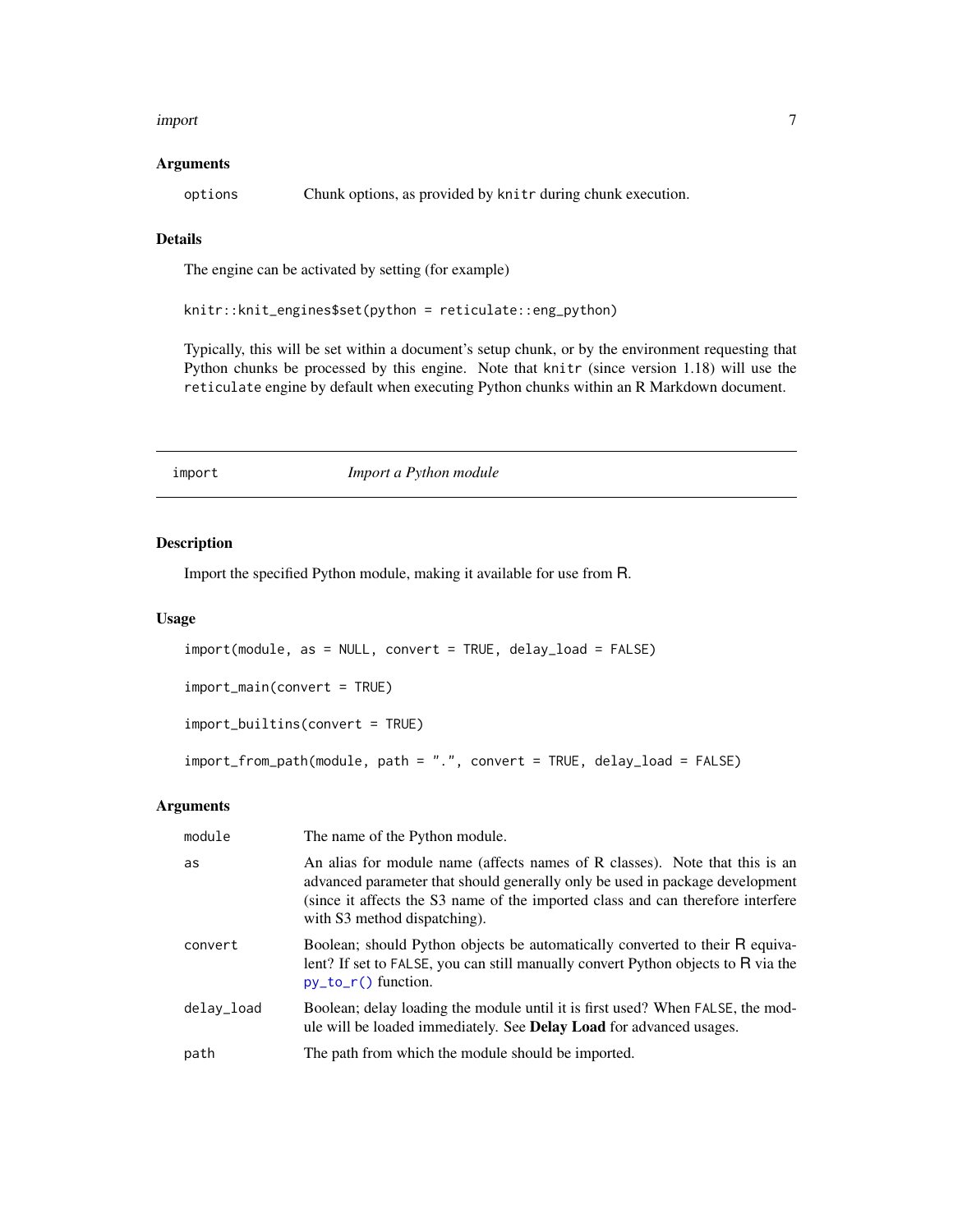### Arguments

| | |
|---|---|
| `options` | Chunk options, as provided by `knitr` during chunk execution. |

### Details

The engine can be activated by setting (for example)

```
knitr::knit_engines$set(python = reticulate::eng_python)
```

Typically, this will be set within a document's setup chunk, or by the environment requesting that Python chunks be processed by this engine. Note that `knitr` (since version 1.18) will use the `reticulate` engine by default when executing Python chunks within an R Markdown document.

---

## `import` — *Import a Python module*

### Description

Import the specified Python module, making it available for use from R.

### Usage

```
import(module, as = NULL, convert = TRUE, delay_load = FALSE)

import_main(convert = TRUE)

import_builtins(convert = TRUE)

import_from_path(module, path = ".", convert = TRUE, delay_load = FALSE)
```

### Arguments

| | |
|---|---|
| `module` | The name of the Python module. |
| `as` | An alias for module name (affects names of R classes). Note that this is an advanced parameter that should generally only be used in package development (since it affects the S3 name of the imported class and can therefore interfere with S3 method dispatching). |
| `convert` | Boolean; should Python objects be automatically converted to their R equivalent? If set to `FALSE`, you can still manually convert Python objects to R via the `py_to_r()` function. |
| `delay_load` | Boolean; delay loading the module until it is first used? When `FALSE`, the module will be loaded immediately. See **Delay Load** for advanced usages. |
| `path` | The path from which the module should be imported. |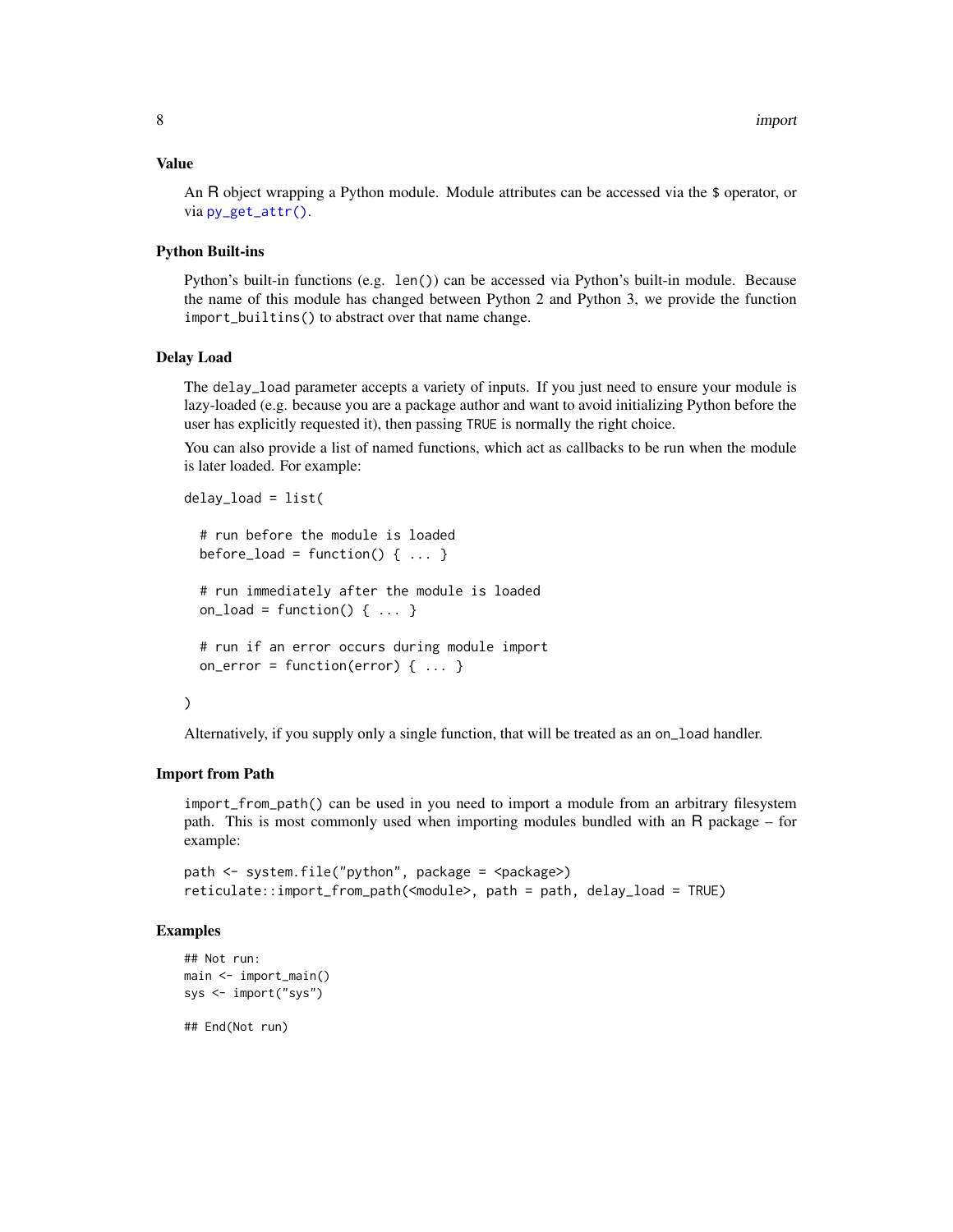### Value

An R object wrapping a Python module. Module attributes can be accessed via the $ operator, or via `py_get_attr()`.

### Python Built-ins

Python's built-in functions (e.g. `len()`) can be accessed via Python's built-in module. Because the name of this module has changed between Python 2 and Python 3, we provide the function `import_builtins()` to abstract over that name change.

### Delay Load

The `delay_load` parameter accepts a variety of inputs. If you just need to ensure your module is lazy-loaded (e.g. because you are a package author and want to avoid initializing Python before the user has explicitly requested it), then passing `TRUE` is normally the right choice.

You can also provide a list of named functions, which act as callbacks to be run when the module is later loaded. For example:

```
delay_load = list(

  # run before the module is loaded
  before_load = function() { ... }

  # run immediately after the module is loaded
  on_load = function() { ... }

  # run if an error occurs during module import
  on_error = function(error) { ... }

)
```

Alternatively, if you supply only a single function, that will be treated as an `on_load` handler.

### Import from Path

`import_from_path()` can be used in you need to import a module from an arbitrary filesystem path. This is most commonly used when importing modules bundled with an R package – for example:

```
path <- system.file("python", package = <package>)
reticulate::import_from_path(<module>, path = path, delay_load = TRUE)
```

### Examples

```
## Not run:
main <- import_main()
sys <- import("sys")

## End(Not run)
```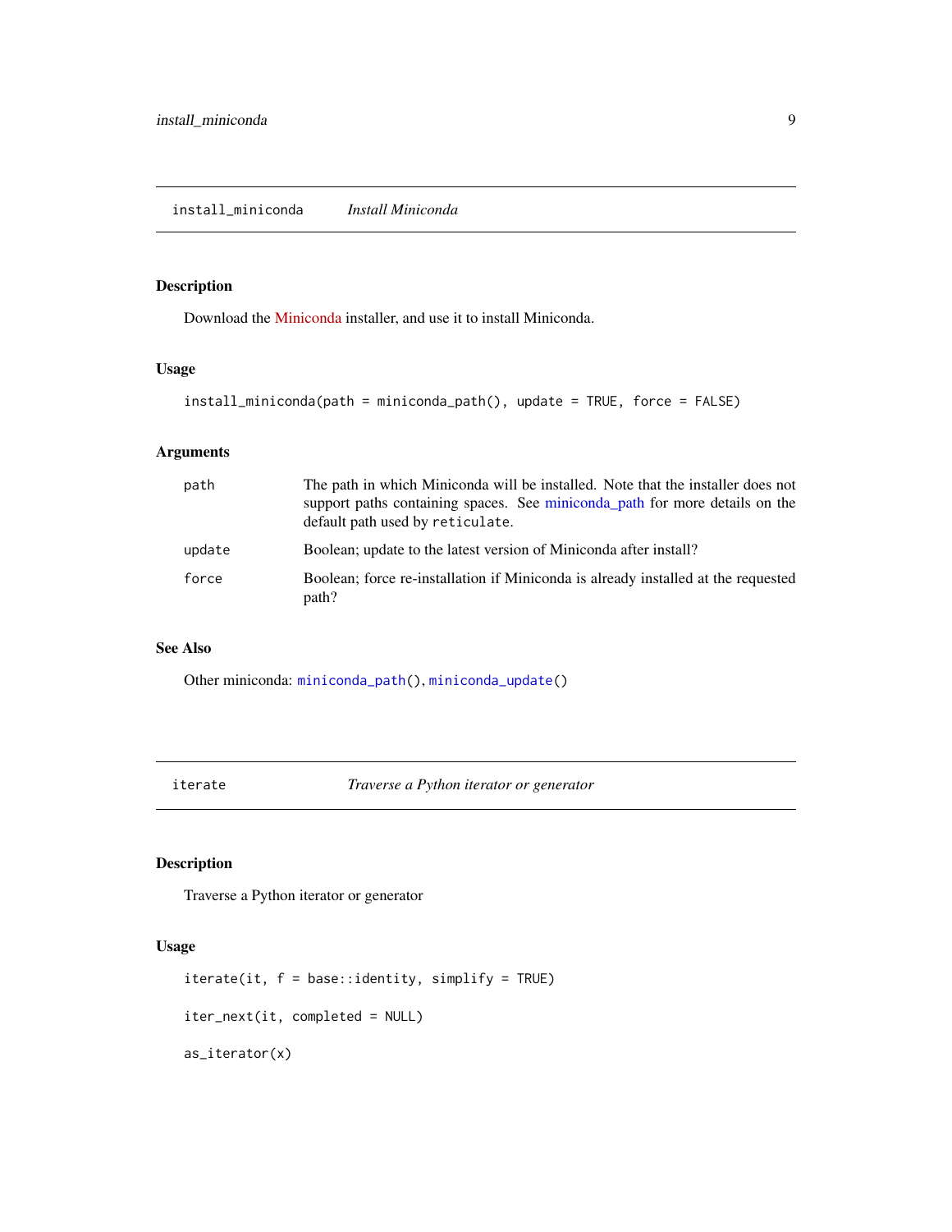## install_miniconda    *Install Miniconda*

### Description

Download the Miniconda installer, and use it to install Miniconda.

### Usage

```
install_miniconda(path = miniconda_path(), update = TRUE, force = FALSE)
```

### Arguments

| | |
|---|---|
| path | The path in which Miniconda will be installed. Note that the installer does not support paths containing spaces. See miniconda_path for more details on the default path used by `reticulate`. |
| update | Boolean; update to the latest version of Miniconda after install? |
| force | Boolean; force re-installation if Miniconda is already installed at the requested path? |

### See Also

Other miniconda: `miniconda_path()`, `miniconda_update()`

## iterate    *Traverse a Python iterator or generator*

### Description

Traverse a Python iterator or generator

### Usage

```
iterate(it, f = base::identity, simplify = TRUE)

iter_next(it, completed = NULL)

as_iterator(x)
```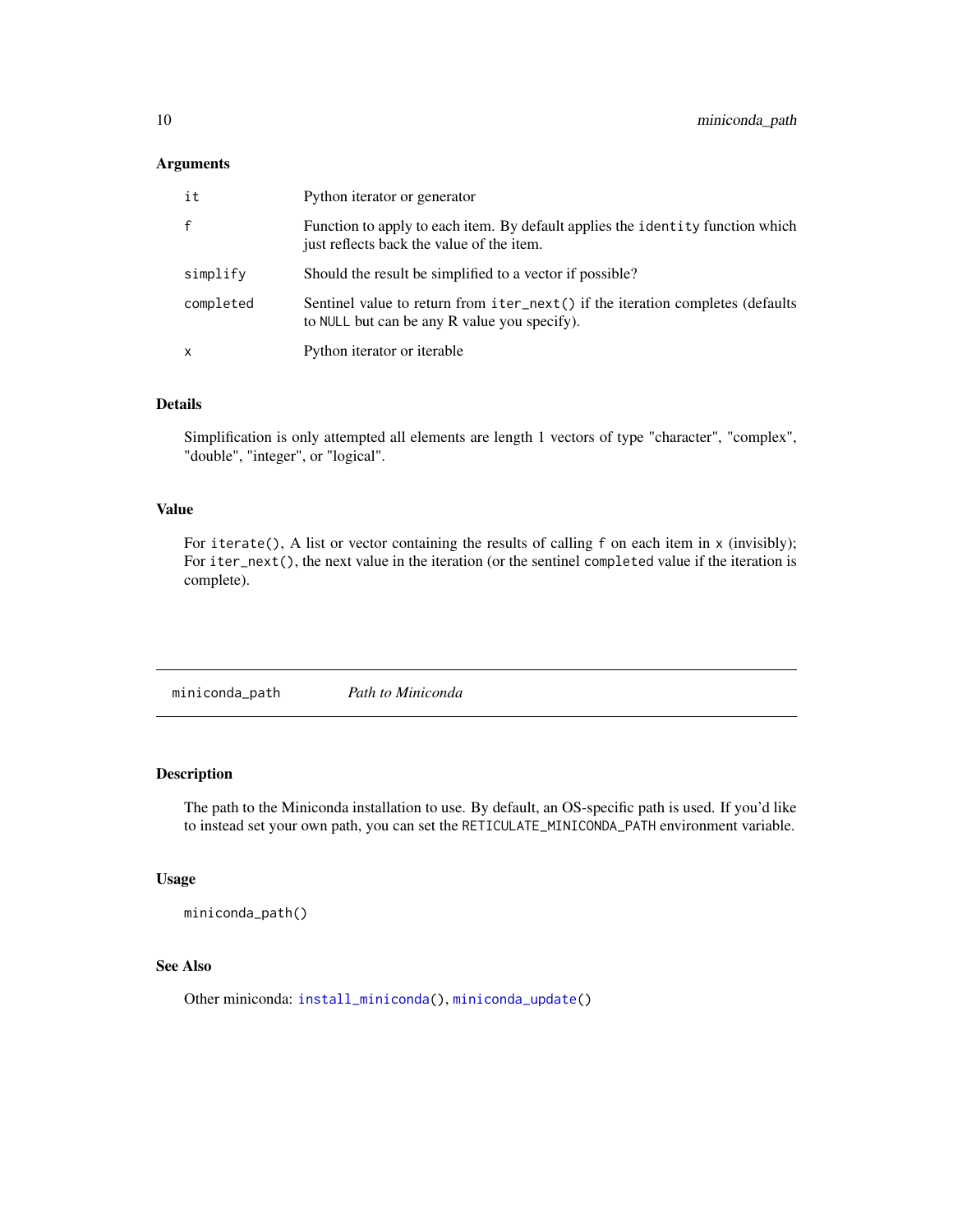### Arguments

| | |
|---|---|
| `it` | Python iterator or generator |
| `f` | Function to apply to each item. By default applies the `identity` function which just reflects back the value of the item. |
| `simplify` | Should the result be simplified to a vector if possible? |
| `completed` | Sentinel value to return from `iter_next()` if the iteration completes (defaults to `NULL` but can be any R value you specify). |
| `x` | Python iterator or iterable |

### Details

Simplification is only attempted all elements are length 1 vectors of type "character", "complex", "double", "integer", or "logical".

### Value

For `iterate()`, A list or vector containing the results of calling `f` on each item in `x` (invisibly); For `iter_next()`, the next value in the iteration (or the sentinel `completed` value if the iteration is complete).

---

## `miniconda_path` *Path to Miniconda*

---

### Description

The path to the Miniconda installation to use. By default, an OS-specific path is used. If you'd like to instead set your own path, you can set the `RETICULATE_MINICONDA_PATH` environment variable.

### Usage

```
miniconda_path()
```

### See Also

Other miniconda: `install_miniconda()`, `miniconda_update()`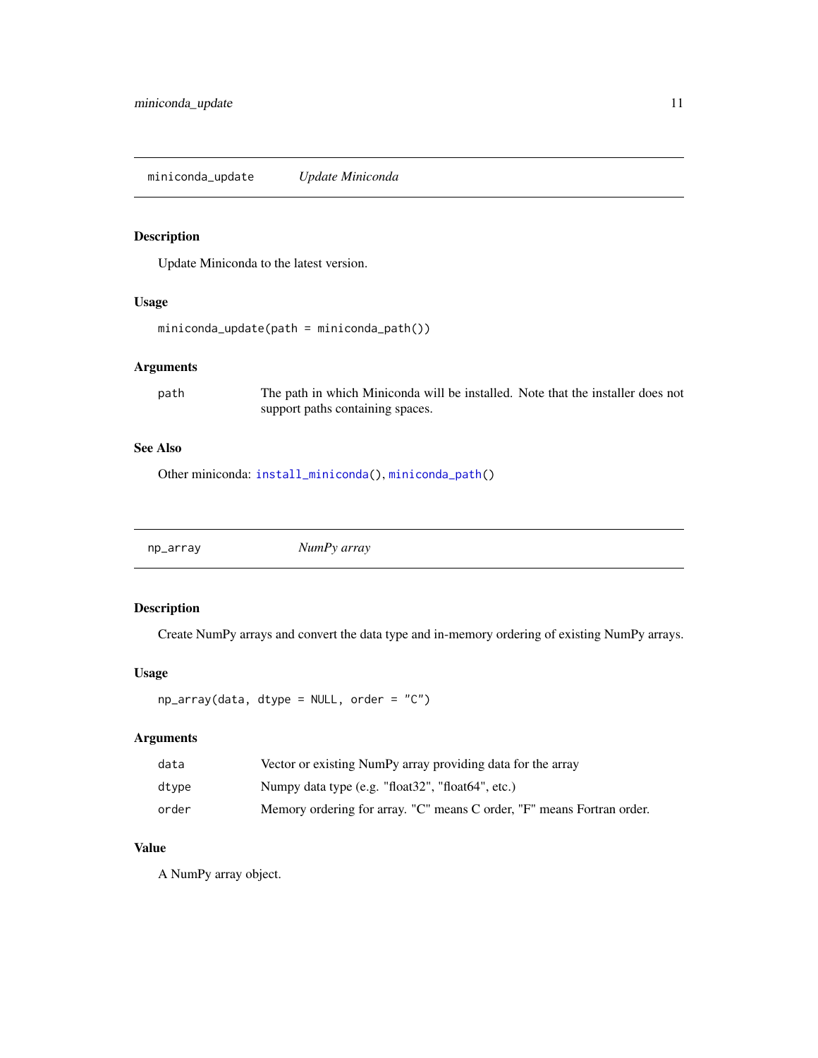## miniconda_update — *Update Miniconda*

### Description

Update Miniconda to the latest version.

### Usage

```
miniconda_update(path = miniconda_path())
```

### Arguments

| | |
|---|---|
| `path` | The path in which Miniconda will be installed. Note that the installer does not support paths containing spaces. |

### See Also

Other miniconda: `install_miniconda()`, `miniconda_path()`

## np_array — *NumPy array*

### Description

Create NumPy arrays and convert the data type and in-memory ordering of existing NumPy arrays.

### Usage

```
np_array(data, dtype = NULL, order = "C")
```

### Arguments

| | |
|---|---|
| `data` | Vector or existing NumPy array providing data for the array |
| `dtype` | Numpy data type (e.g. "float32", "float64", etc.) |
| `order` | Memory ordering for array. "C" means C order, "F" means Fortran order. |

### Value

A NumPy array object.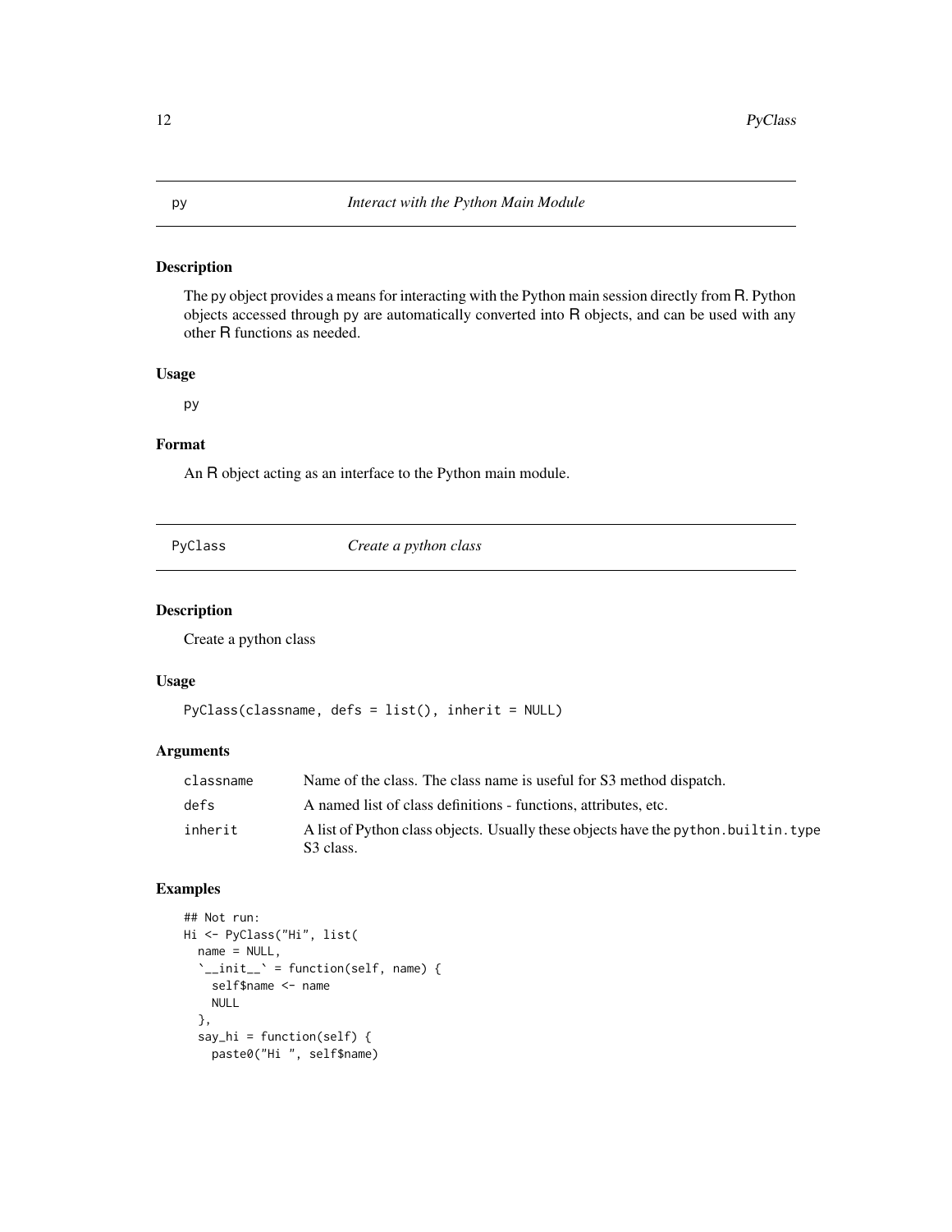## py *Interact with the Python Main Module*

### Description

The `py` object provides a means for interacting with the Python main session directly from R. Python objects accessed through `py` are automatically converted into R objects, and can be used with any other R functions as needed.

### Usage

```
py
```

### Format

An R object acting as an interface to the Python main module.

## PyClass *Create a python class*

### Description

Create a python class

### Usage

```
PyClass(classname, defs = list(), inherit = NULL)
```

### Arguments

| | |
|---|---|
| `classname` | Name of the class. The class name is useful for S3 method dispatch. |
| `defs` | A named list of class definitions - functions, attributes, etc. |
| `inherit` | A list of Python class objects. Usually these objects have the `python.builtin.type` S3 class. |

### Examples

```
## Not run:
Hi <- PyClass("Hi", list(
  name = NULL,
  `__init__` = function(self, name) {
    self$name <- name
    NULL
  },
  say_hi = function(self) {
    paste0("Hi ", self$name)
```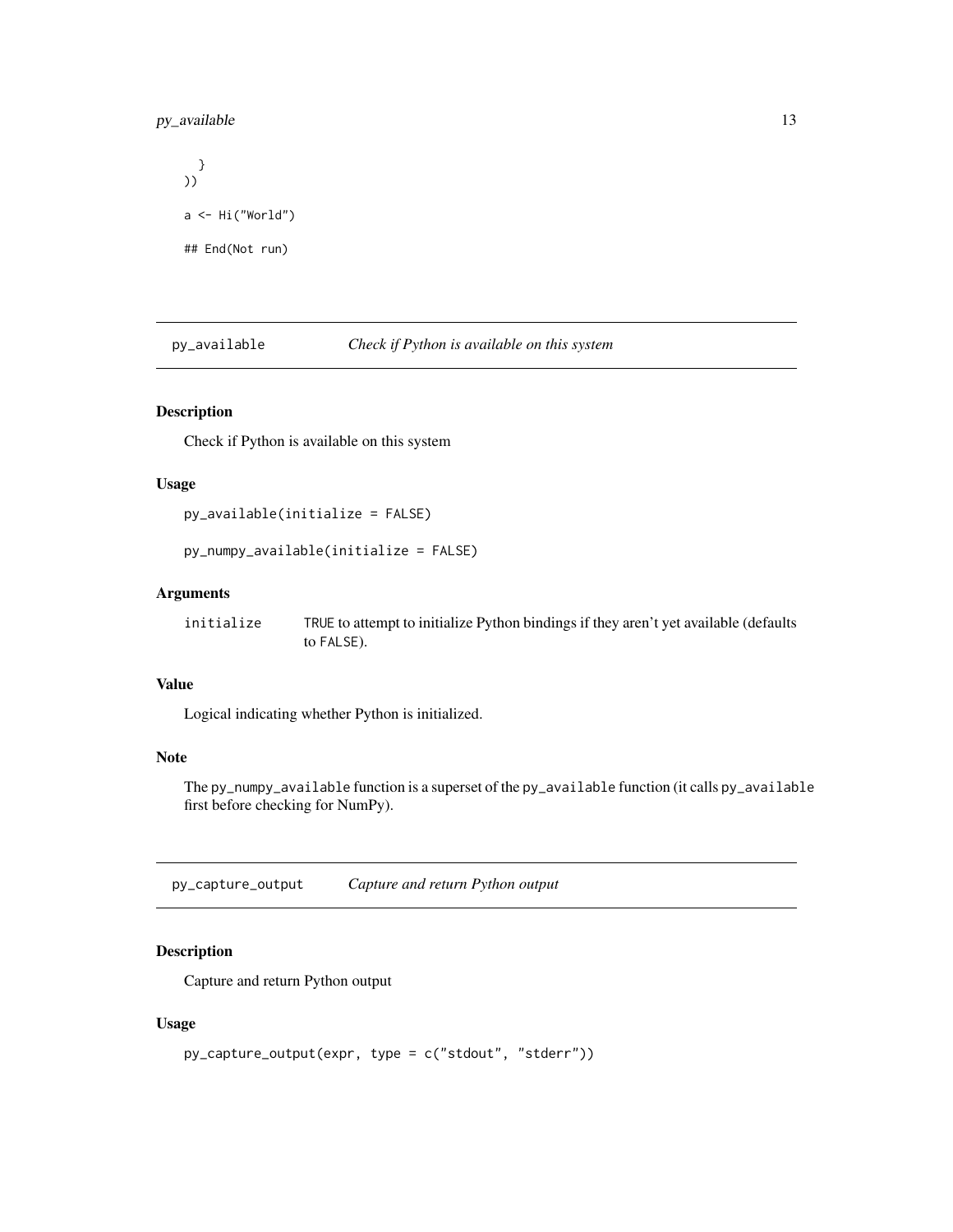```
  }
))

a <- Hi("World")

## End(Not run)
```

## py_available — *Check if Python is available on this system*

### Description

Check if Python is available on this system

### Usage

```
py_available(initialize = FALSE)

py_numpy_available(initialize = FALSE)
```

### Arguments

| | |
|---|---|
| initialize | TRUE to attempt to initialize Python bindings if they aren't yet available (defaults to FALSE). |

### Value

Logical indicating whether Python is initialized.

### Note

The `py_numpy_available` function is a superset of the `py_available` function (it calls `py_available` first before checking for NumPy).

## py_capture_output — *Capture and return Python output*

### Description

Capture and return Python output

### Usage

```
py_capture_output(expr, type = c("stdout", "stderr"))
```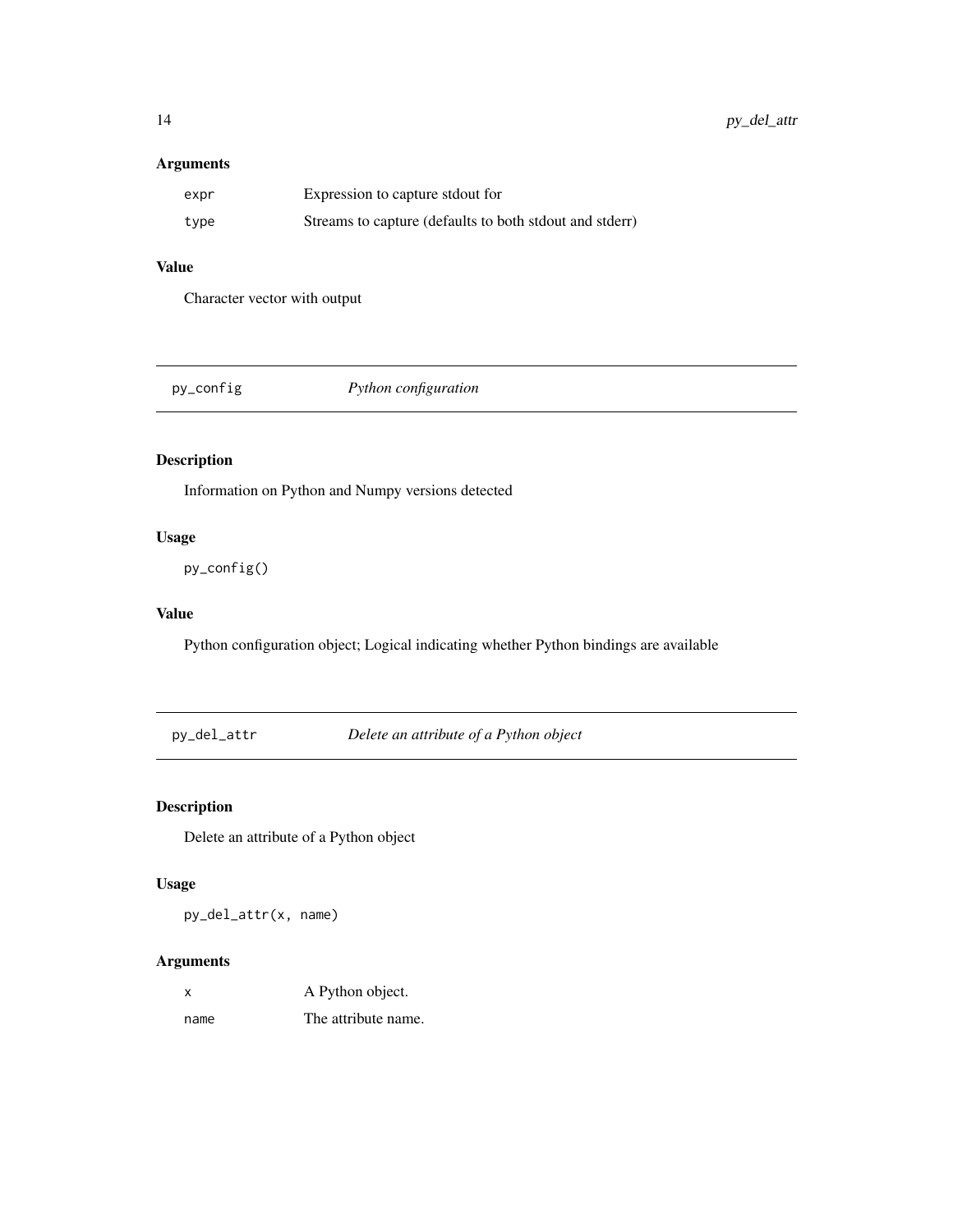### Arguments

| | |
|---|---|
| `expr` | Expression to capture stdout for |
| `type` | Streams to capture (defaults to both stdout and stderr) |

### Value

Character vector with output

---

## py_config — *Python configuration*

---

### Description

Information on Python and Numpy versions detected

### Usage

```
py_config()
```

### Value

Python configuration object; Logical indicating whether Python bindings are available

---

## py_del_attr — *Delete an attribute of a Python object*

---

### Description

Delete an attribute of a Python object

### Usage

```
py_del_attr(x, name)
```

### Arguments

| | |
|---|---|
| `x` | A Python object. |
| `name` | The attribute name. |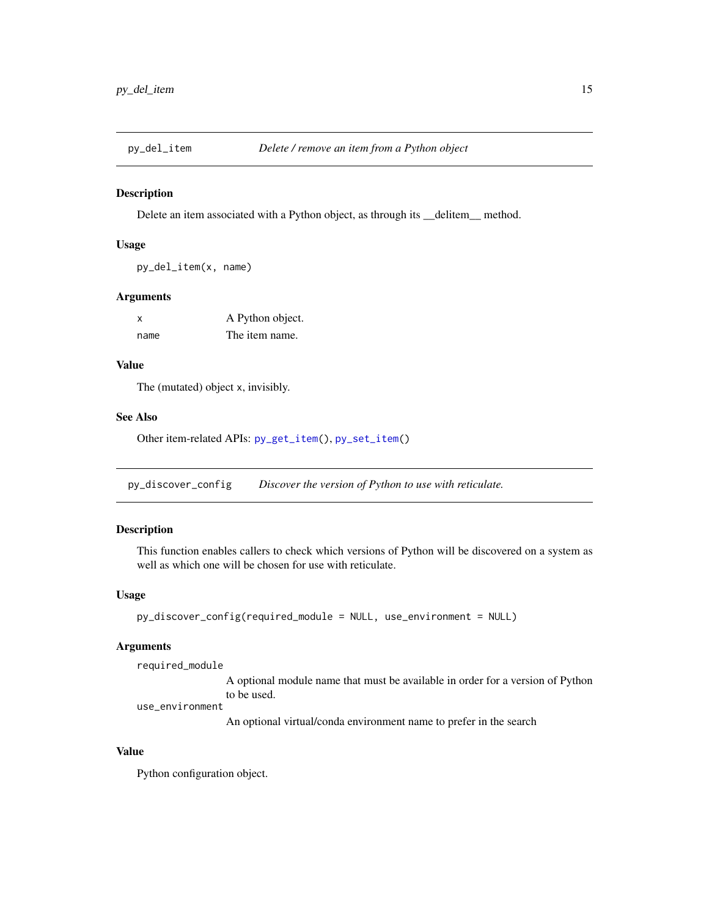## py_del_item — *Delete / remove an item from a Python object*

### Description

Delete an item associated with a Python object, as through its __delitem__ method.

### Usage

```
py_del_item(x, name)
```

### Arguments

| | |
|---|---|
| `x` | A Python object. |
| `name` | The item name. |

### Value

The (mutated) object `x`, invisibly.

### See Also

Other item-related APIs: `py_get_item()`, `py_set_item()`

## py_discover_config — *Discover the version of Python to use with reticulate.*

### Description

This function enables callers to check which versions of Python will be discovered on a system as well as which one will be chosen for use with reticulate.

### Usage

```
py_discover_config(required_module = NULL, use_environment = NULL)
```

### Arguments

| | |
|---|---|
| `required_module` | A optional module name that must be available in order for a version of Python to be used. |
| `use_environment` | An optional virtual/conda environment name to prefer in the search |

### Value

Python configuration object.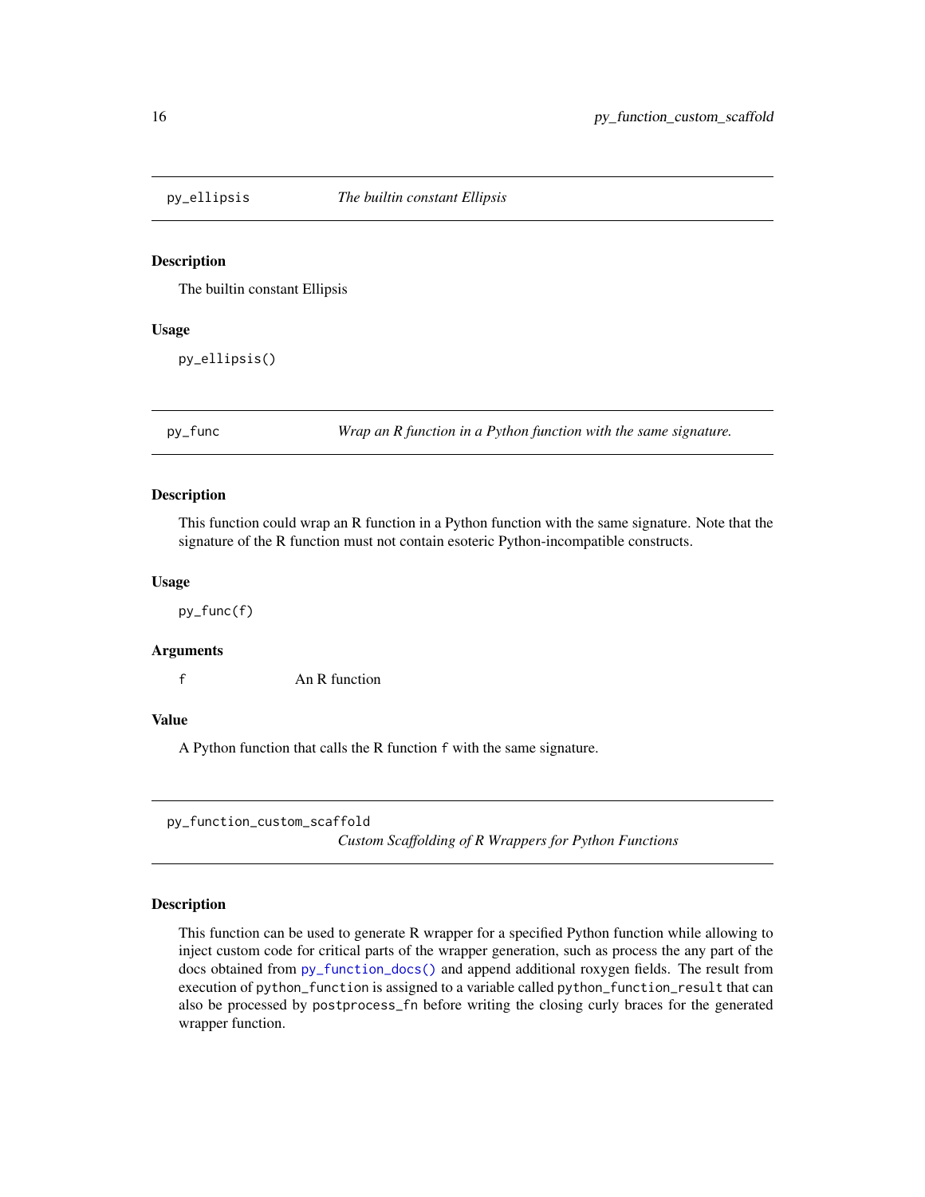## py_ellipsis — *The builtin constant Ellipsis*

### Description

The builtin constant Ellipsis

### Usage

```
py_ellipsis()
```

## py_func — *Wrap an R function in a Python function with the same signature.*

### Description

This function could wrap an R function in a Python function with the same signature. Note that the signature of the R function must not contain esoteric Python-incompatible constructs.

### Usage

```
py_func(f)
```

### Arguments

| | |
|---|---|
| `f` | An R function |

### Value

A Python function that calls the R function `f` with the same signature.

## py_function_custom_scaffold — *Custom Scaffolding of R Wrappers for Python Functions*

### Description

This function can be used to generate R wrapper for a specified Python function while allowing to inject custom code for critical parts of the wrapper generation, such as process the any part of the docs obtained from `py_function_docs()` and append additional roxygen fields. The result from execution of `python_function` is assigned to a variable called `python_function_result` that can also be processed by `postprocess_fn` before writing the closing curly braces for the generated wrapper function.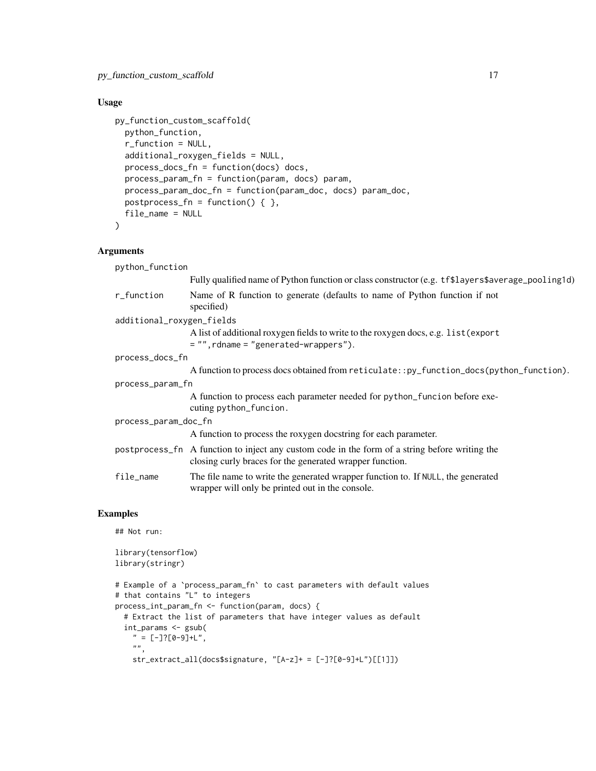## Usage

```
py_function_custom_scaffold(
  python_function,
  r_function = NULL,
  additional_roxygen_fields = NULL,
  process_docs_fn = function(docs) docs,
  process_param_fn = function(param, docs) param,
  process_param_doc_fn = function(param_doc, docs) param_doc,
  postprocess_fn = function() { },
  file_name = NULL
)
```

## Arguments

`python_function`
: Fully qualified name of Python function or class constructor (e.g. `tf$layers$average_pooling1d`)

`r_function`
: Name of R function to generate (defaults to name of Python function if not specified)

`additional_roxygen_fields`
: A list of additional roxygen fields to write to the roxygen docs, e.g. `list(export = "",rdname = "generated-wrappers")`.

`process_docs_fn`
: A function to process docs obtained from `reticulate::py_function_docs(python_function)`.

`process_param_fn`
: A function to process each parameter needed for `python_funcion` before executing `python_funcion`.

`process_param_doc_fn`
: A function to process the roxygen docstring for each parameter.

`postprocess_fn`
: A function to inject any custom code in the form of a string before writing the closing curly braces for the generated wrapper function.

`file_name`
: The file name to write the generated wrapper function to. If `NULL`, the generated wrapper will only be printed out in the console.

## Examples

```
## Not run:

library(tensorflow)
library(stringr)

# Example of a `process_param_fn` to cast parameters with default values
# that contains "L" to integers
process_int_param_fn <- function(param, docs) {
  # Extract the list of parameters that have integer values as default
  int_params <- gsub(
    " = [-]?[0-9]+L",
    "",
    str_extract_all(docs$signature, "[A-z]+ = [-]?[0-9]+L")[[1]])
```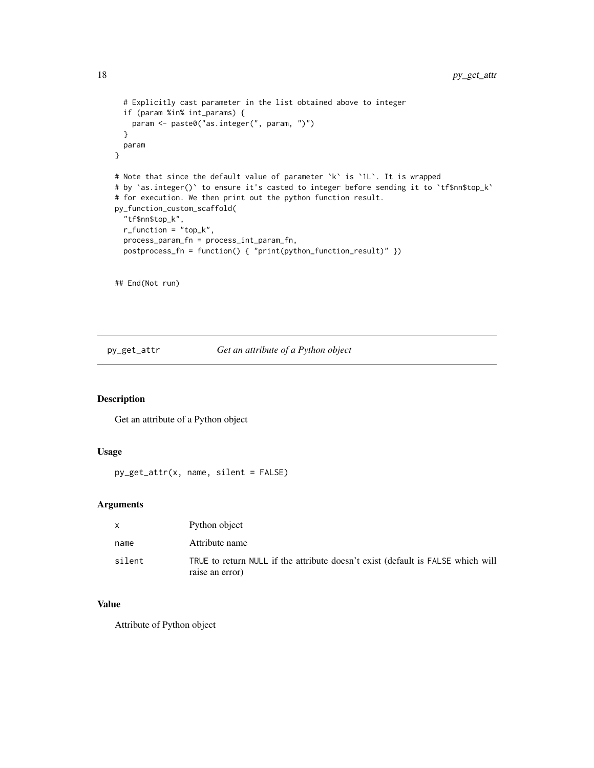```
  # Explicitly cast parameter in the list obtained above to integer
  if (param %in% int_params) {
    param <- paste0("as.integer(", param, ")")
  }
  param
}

# Note that since the default value of parameter `k` is `1L`. It is wrapped
# by `as.integer()` to ensure it's casted to integer before sending it to `tf$nn$top_k`
# for execution. We then print out the python function result.
py_function_custom_scaffold(
  "tf$nn$top_k",
  r_function = "top_k",
  process_param_fn = process_int_param_fn,
  postprocess_fn = function() { "print(python_function_result)" })


## End(Not run)
```

## py_get_attr *Get an attribute of a Python object*

### Description

Get an attribute of a Python object

### Usage

```
py_get_attr(x, name, silent = FALSE)
```

### Arguments

| | |
|---|---|
| x | Python object |
| name | Attribute name |
| silent | TRUE to return NULL if the attribute doesn't exist (default is FALSE which will raise an error) |

### Value

Attribute of Python object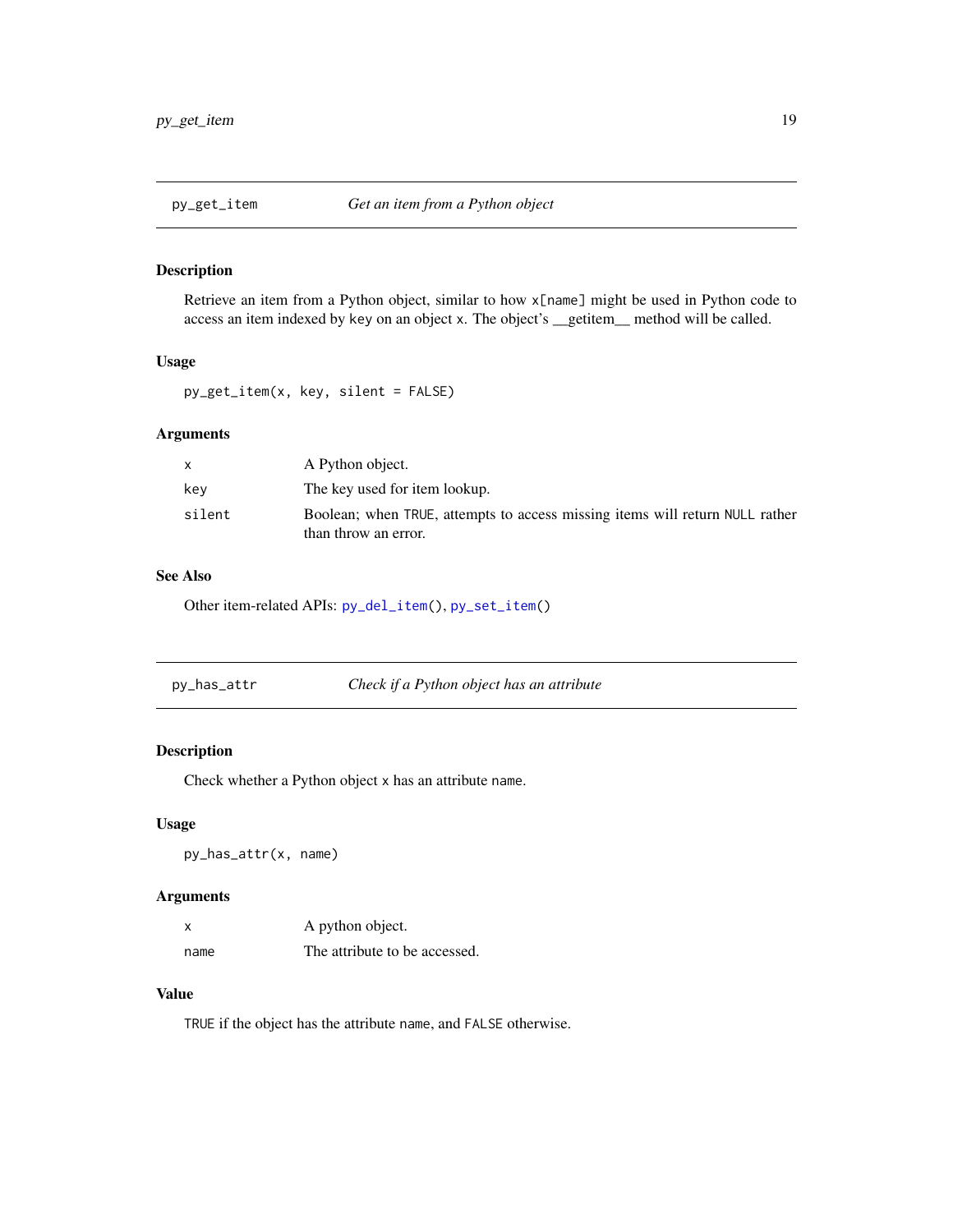## py_get_item — *Get an item from a Python object*

### Description

Retrieve an item from a Python object, similar to how `x[name]` might be used in Python code to access an item indexed by `key` on an object `x`. The object's `__getitem__` method will be called.

### Usage

```
py_get_item(x, key, silent = FALSE)
```

### Arguments

| | |
|---|---|
| `x` | A Python object. |
| `key` | The key used for item lookup. |
| `silent` | Boolean; when `TRUE`, attempts to access missing items will return `NULL` rather than throw an error. |

### See Also

Other item-related APIs: `py_del_item()`, `py_set_item()`

## py_has_attr — *Check if a Python object has an attribute*

### Description

Check whether a Python object `x` has an attribute `name`.

### Usage

```
py_has_attr(x, name)
```

### Arguments

| | |
|---|---|
| `x` | A python object. |
| `name` | The attribute to be accessed. |

### Value

`TRUE` if the object has the attribute `name`, and `FALSE` otherwise.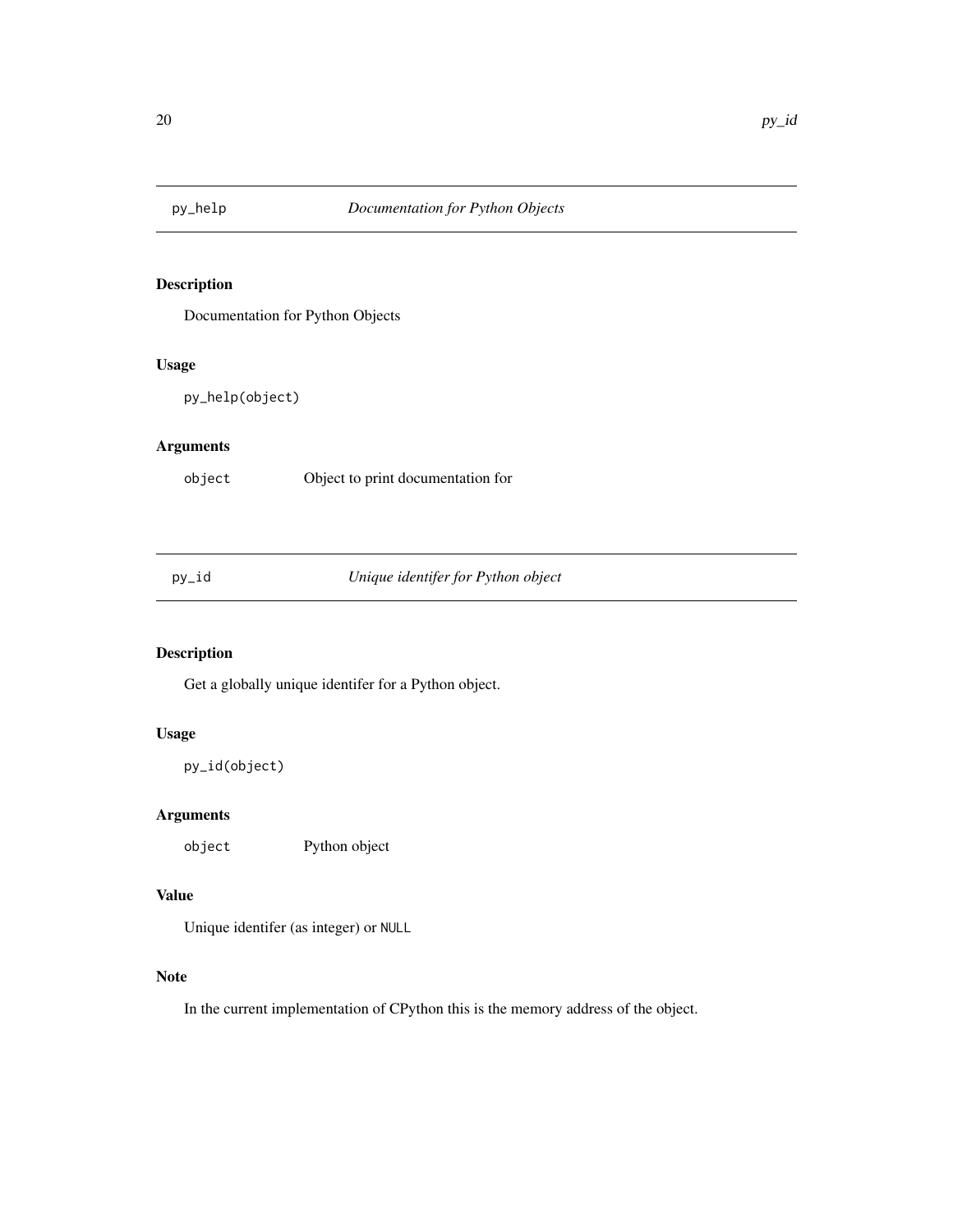## py_help    *Documentation for Python Objects*

### Description

Documentation for Python Objects

### Usage

```
py_help(object)
```

### Arguments

| | |
|---|---|
| `object` | Object to print documentation for |

## py_id    *Unique identifer for Python object*

### Description

Get a globally unique identifer for a Python object.

### Usage

```
py_id(object)
```

### Arguments

| | |
|---|---|
| `object` | Python object |

### Value

Unique identifer (as integer) or `NULL`

### Note

In the current implementation of CPython this is the memory address of the object.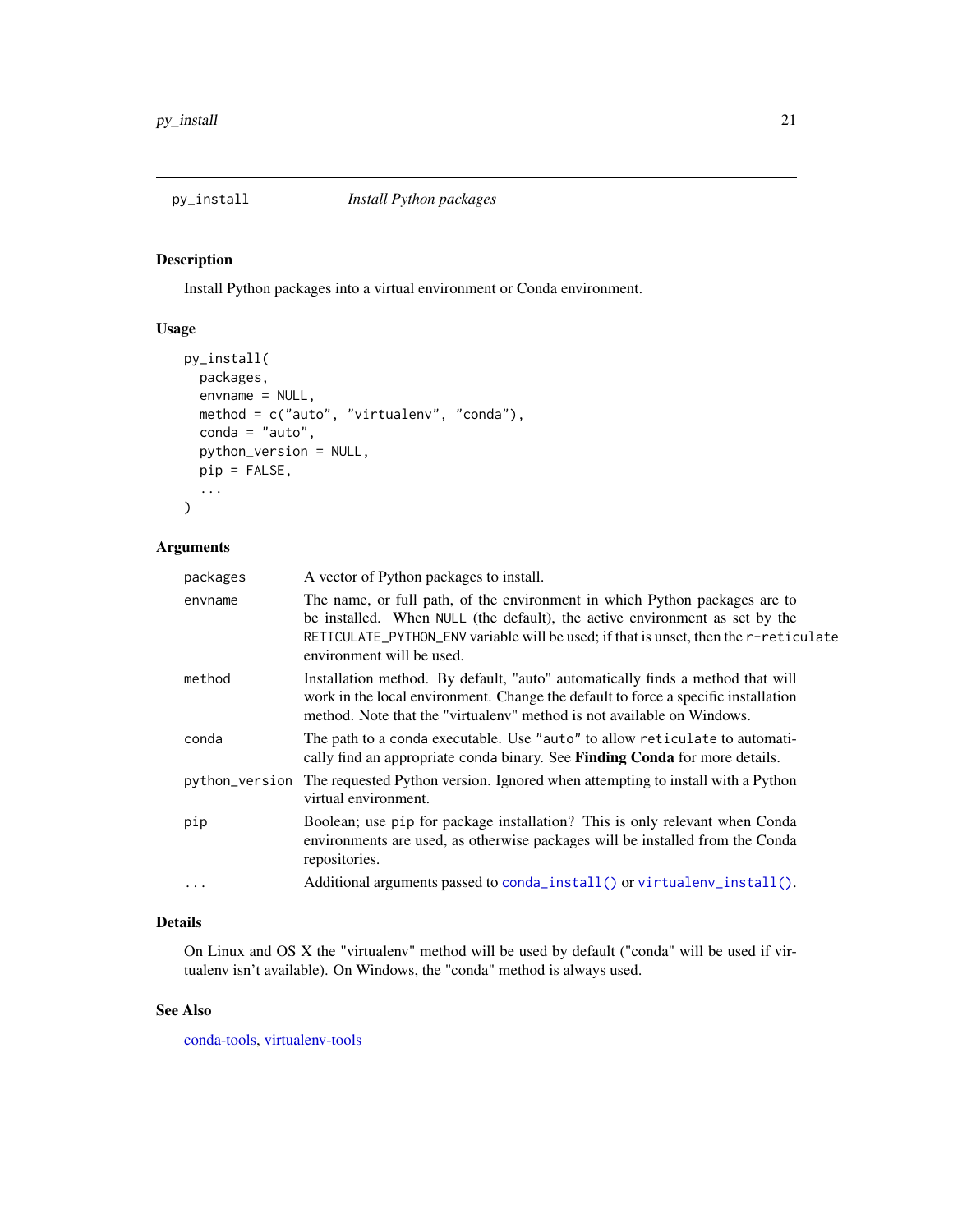## py_install *Install Python packages*

### Description

Install Python packages into a virtual environment or Conda environment.

### Usage

```
py_install(
  packages,
  envname = NULL,
  method = c("auto", "virtualenv", "conda"),
  conda = "auto",
  python_version = NULL,
  pip = FALSE,
  ...
)
```

### Arguments

| | |
|---|---|
| `packages` | A vector of Python packages to install. |
| `envname` | The name, or full path, of the environment in which Python packages are to be installed. When `NULL` (the default), the active environment as set by the `RETICULATE_PYTHON_ENV` variable will be used; if that is unset, then the `r-reticulate` environment will be used. |
| `method` | Installation method. By default, "auto" automatically finds a method that will work in the local environment. Change the default to force a specific installation method. Note that the "virtualenv" method is not available on Windows. |
| `conda` | The path to a `conda` executable. Use `"auto"` to allow `reticulate` to automatically find an appropriate `conda` binary. See **Finding Conda** for more details. |
| `python_version` | The requested Python version. Ignored when attempting to install with a Python virtual environment. |
| `pip` | Boolean; use `pip` for package installation? This is only relevant when Conda environments are used, as otherwise packages will be installed from the Conda repositories. |
| `...` | Additional arguments passed to `conda_install()` or `virtualenv_install()`. |

### Details

On Linux and OS X the "virtualenv" method will be used by default ("conda" will be used if virtualenv isn't available). On Windows, the "conda" method is always used.

### See Also

conda-tools, virtualenv-tools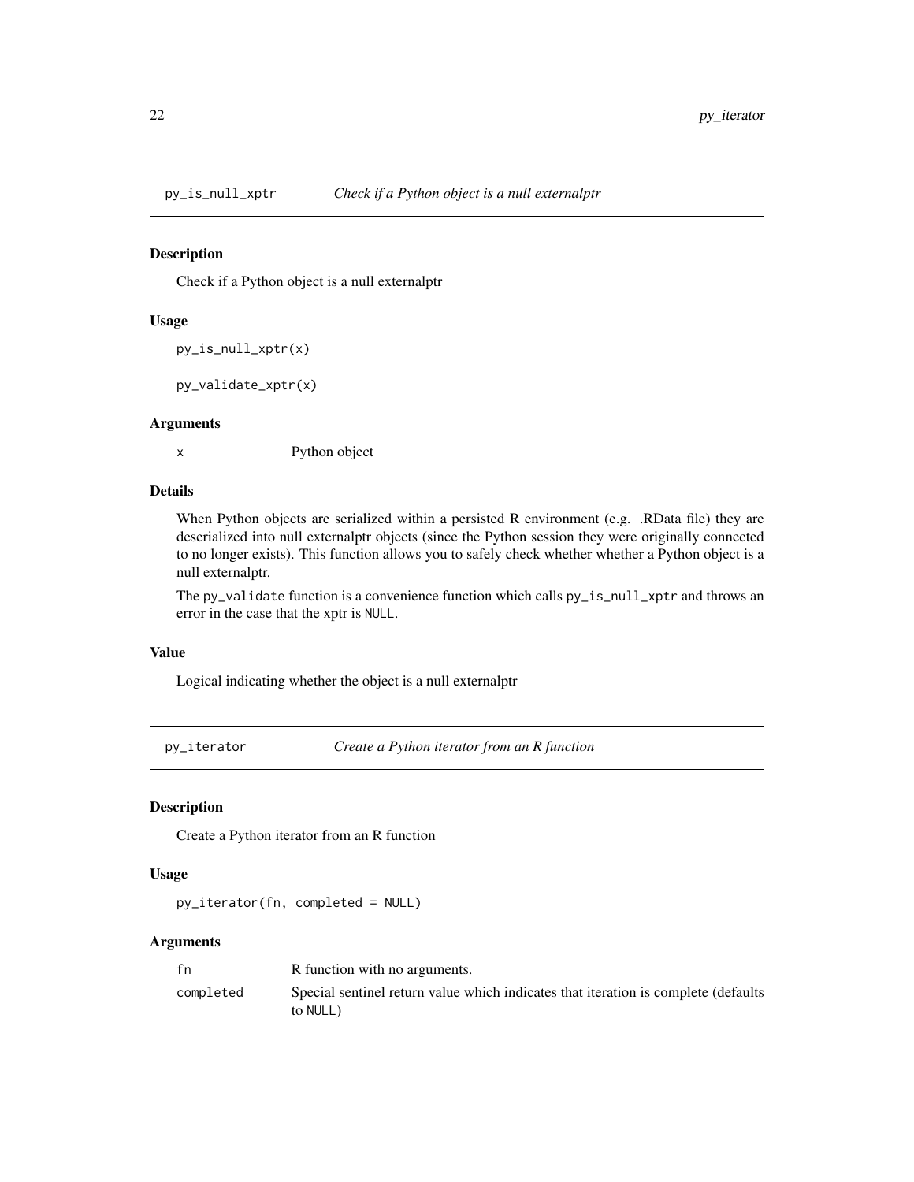## py_is_null_xptr — *Check if a Python object is a null externalptr*

### Description

Check if a Python object is a null externalptr

### Usage

```
py_is_null_xptr(x)

py_validate_xptr(x)
```

### Arguments

| | |
|---|---|
| x | Python object |

### Details

When Python objects are serialized within a persisted R environment (e.g. .RData file) they are deserialized into null externalptr objects (since the Python session they were originally connected to no longer exists). This function allows you to safely check whether whether a Python object is a null externalptr.

The `py_validate` function is a convenience function which calls `py_is_null_xptr` and throws an error in the case that the xptr is `NULL`.

### Value

Logical indicating whether the object is a null externalptr

## py_iterator — *Create a Python iterator from an R function*

### Description

Create a Python iterator from an R function

### Usage

```
py_iterator(fn, completed = NULL)
```

### Arguments

| | |
|---|---|
| fn | R function with no arguments. |
| completed | Special sentinel return value which indicates that iteration is complete (defaults to `NULL`) |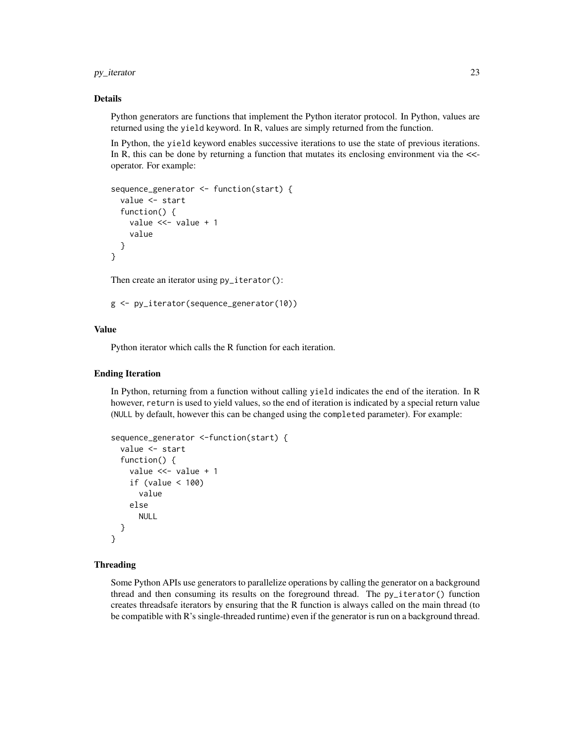## Details

Python generators are functions that implement the Python iterator protocol. In Python, values are returned using the `yield` keyword. In R, values are simply returned from the function.

In Python, the `yield` keyword enables successive iterations to use the state of previous iterations. In R, this can be done by returning a function that mutates its enclosing environment via the <<- operator. For example:

```
sequence_generator <- function(start) {
  value <- start
  function() {
    value <<- value + 1
    value
  }
}
```

Then create an iterator using `py_iterator()`:

```
g <- py_iterator(sequence_generator(10))
```

## Value

Python iterator which calls the R function for each iteration.

## Ending Iteration

In Python, returning from a function without calling `yield` indicates the end of the iteration. In R however, `return` is used to yield values, so the end of iteration is indicated by a special return value (`NULL` by default, however this can be changed using the `completed` parameter). For example:

```
sequence_generator <-function(start) {
  value <- start
  function() {
    value <<- value + 1
    if (value < 100)
      value
    else
      NULL
  }
}
```

## Threading

Some Python APIs use generators to parallelize operations by calling the generator on a background thread and then consuming its results on the foreground thread. The `py_iterator()` function creates threadsafe iterators by ensuring that the R function is always called on the main thread (to be compatible with R's single-threaded runtime) even if the generator is run on a background thread.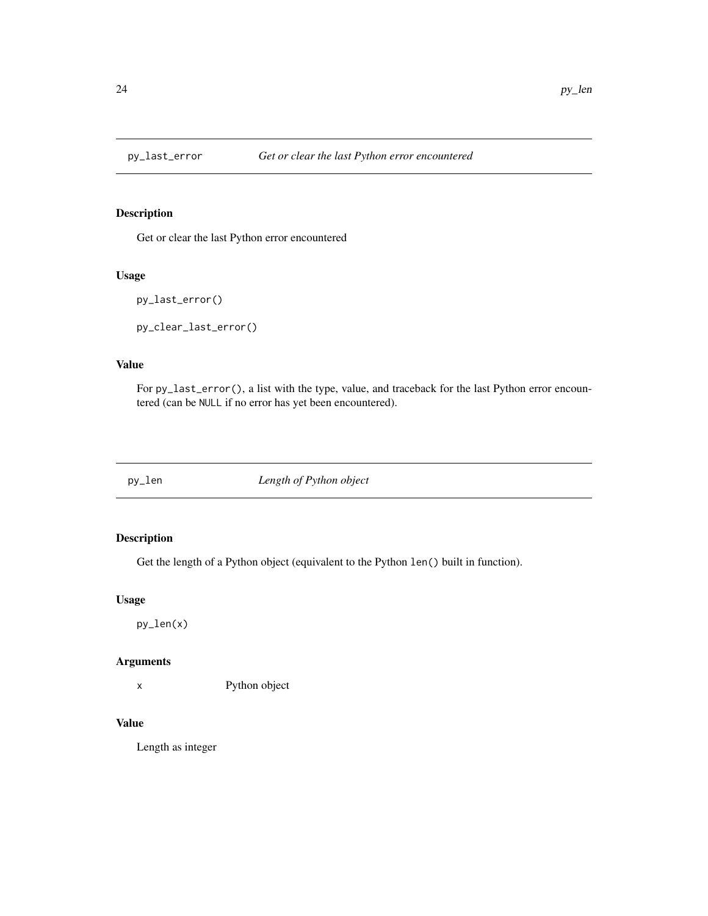## py_last_error *Get or clear the last Python error encountered*

### Description

Get or clear the last Python error encountered

### Usage

```
py_last_error()

py_clear_last_error()
```

### Value

For `py_last_error()`, a list with the type, value, and traceback for the last Python error encountered (can be `NULL` if no error has yet been encountered).

## py_len *Length of Python object*

### Description

Get the length of a Python object (equivalent to the Python `len()` built in function).

### Usage

```
py_len(x)
```

### Arguments

| | |
|---|---|
| x | Python object |

### Value

Length as integer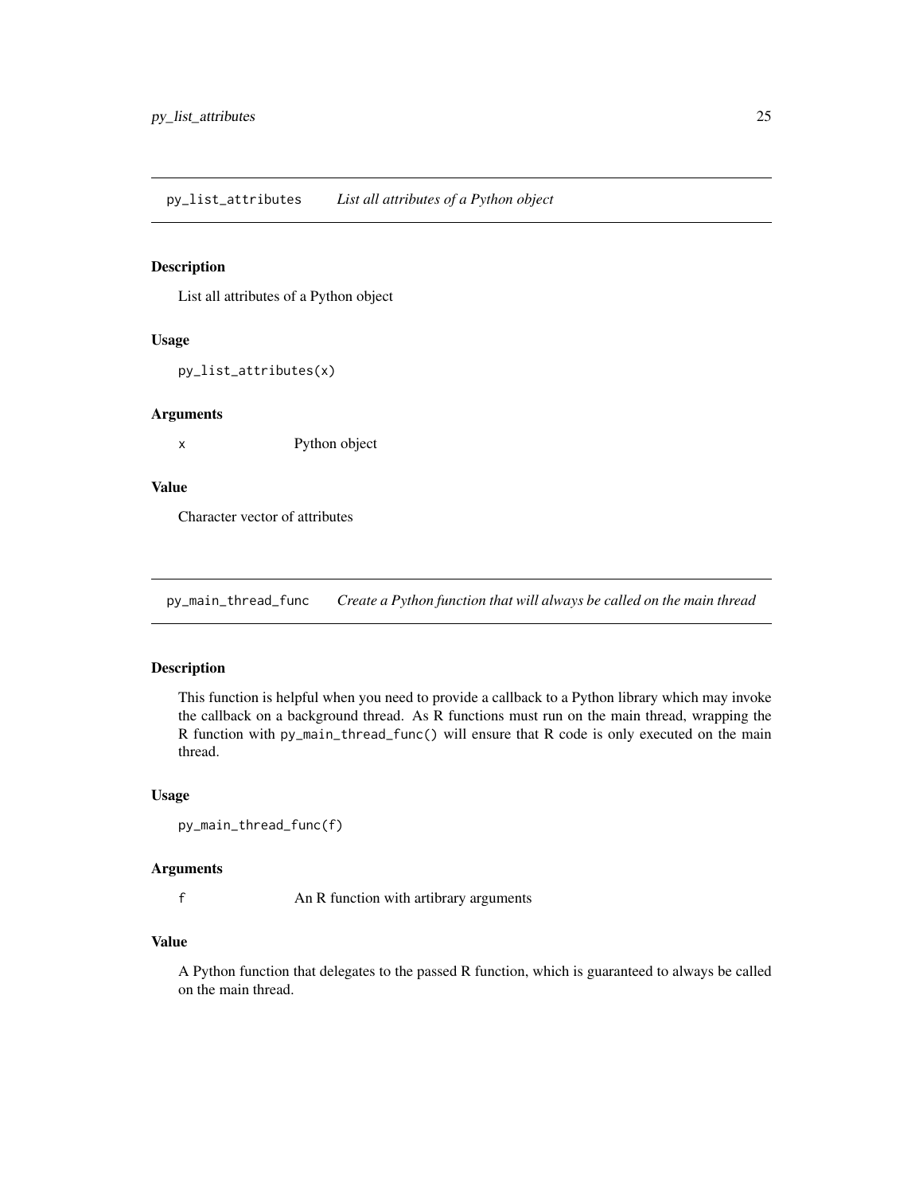## py_list_attributes — *List all attributes of a Python object*

### Description

List all attributes of a Python object

### Usage

```
py_list_attributes(x)
```

### Arguments

| | |
|---|---|
| `x` | Python object |

### Value

Character vector of attributes

## py_main_thread_func — *Create a Python function that will always be called on the main thread*

### Description

This function is helpful when you need to provide a callback to a Python library which may invoke the callback on a background thread. As R functions must run on the main thread, wrapping the R function with `py_main_thread_func()` will ensure that R code is only executed on the main thread.

### Usage

```
py_main_thread_func(f)
```

### Arguments

| | |
|---|---|
| `f` | An R function with artibrary arguments |

### Value

A Python function that delegates to the passed R function, which is guaranteed to always be called on the main thread.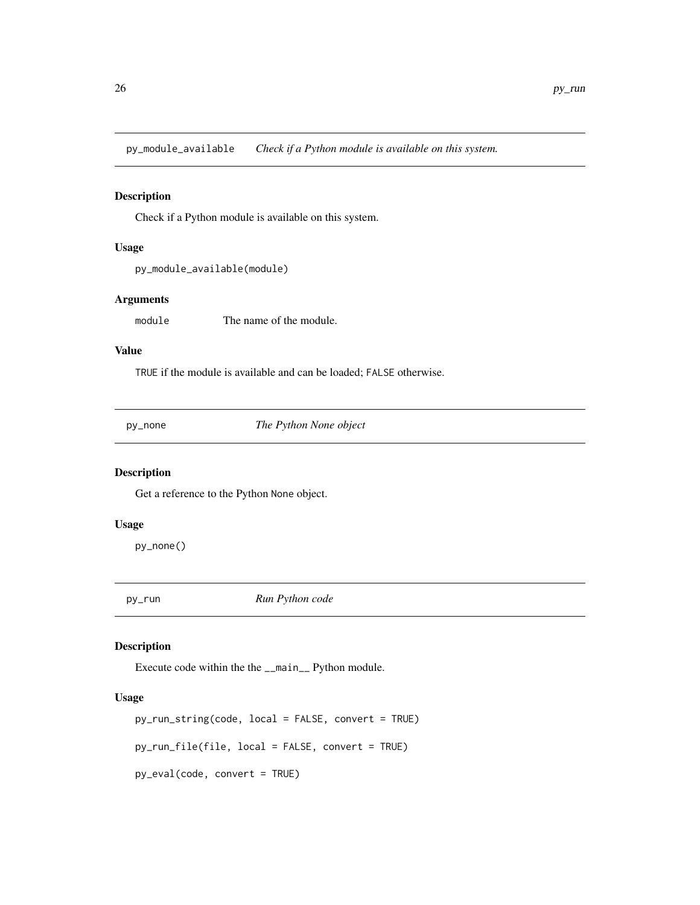## py_module_available *Check if a Python module is available on this system.*

### Description

Check if a Python module is available on this system.

### Usage

```
py_module_available(module)
```

### Arguments

| | |
|---|---|
| module | The name of the module. |

### Value

TRUE if the module is available and can be loaded; FALSE otherwise.

## py_none *The Python None object*

### Description

Get a reference to the Python None object.

### Usage

```
py_none()
```

## py_run *Run Python code*

### Description

Execute code within the the __main__ Python module.

### Usage

```
py_run_string(code, local = FALSE, convert = TRUE)

py_run_file(file, local = FALSE, convert = TRUE)

py_eval(code, convert = TRUE)
```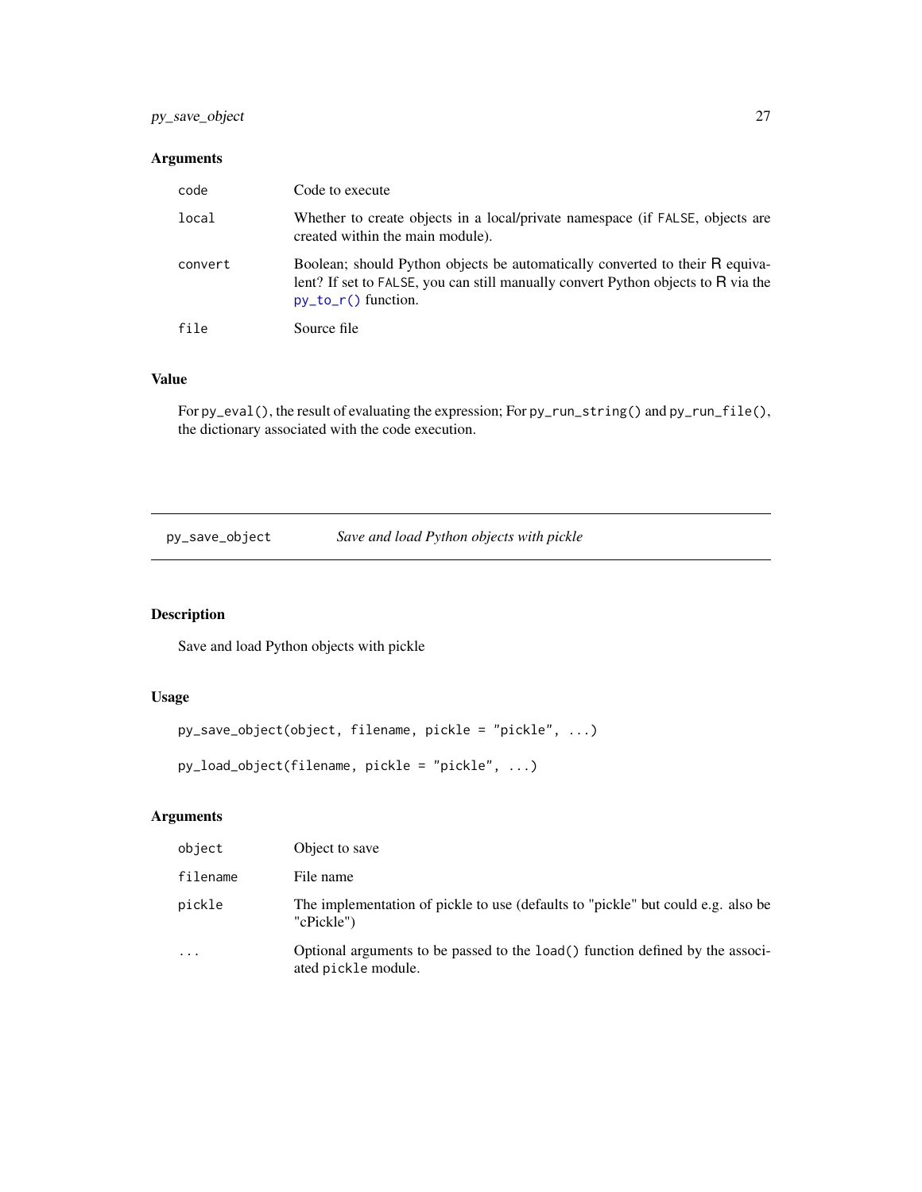### Arguments

| | |
|---|---|
| `code` | Code to execute |
| `local` | Whether to create objects in a local/private namespace (if `FALSE`, objects are created within the main module). |
| `convert` | Boolean; should Python objects be automatically converted to their R equivalent? If set to `FALSE`, you can still manually convert Python objects to R via the `py_to_r()` function. |
| `file` | Source file |

### Value

For `py_eval()`, the result of evaluating the expression; For `py_run_string()` and `py_run_file()`, the dictionary associated with the code execution.

---

## py_save_object — *Save and load Python objects with pickle*

---

### Description

Save and load Python objects with pickle

### Usage

```
py_save_object(object, filename, pickle = "pickle", ...)

py_load_object(filename, pickle = "pickle", ...)
```

### Arguments

| | |
|---|---|
| `object` | Object to save |
| `filename` | File name |
| `pickle` | The implementation of pickle to use (defaults to "pickle" but could e.g. also be "cPickle") |
| `...` | Optional arguments to be passed to the `load()` function defined by the associated `pickle` module. |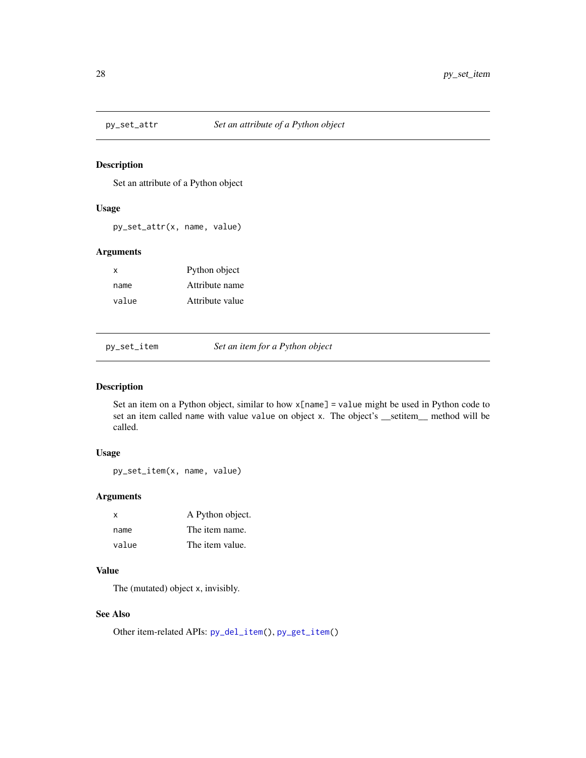## py_set_attr — *Set an attribute of a Python object*

### Description

Set an attribute of a Python object

### Usage

```
py_set_attr(x, name, value)
```

### Arguments

| | |
|---|---|
| `x` | Python object |
| `name` | Attribute name |
| `value` | Attribute value |

## py_set_item — *Set an item for a Python object*

### Description

Set an item on a Python object, similar to how `x[name] = value` might be used in Python code to set an item called `name` with value `value` on object `x`. The object's __setitem__ method will be called.

### Usage

```
py_set_item(x, name, value)
```

### Arguments

| | |
|---|---|
| `x` | A Python object. |
| `name` | The item name. |
| `value` | The item value. |

### Value

The (mutated) object `x`, invisibly.

### See Also

Other item-related APIs: `py_del_item()`, `py_get_item()`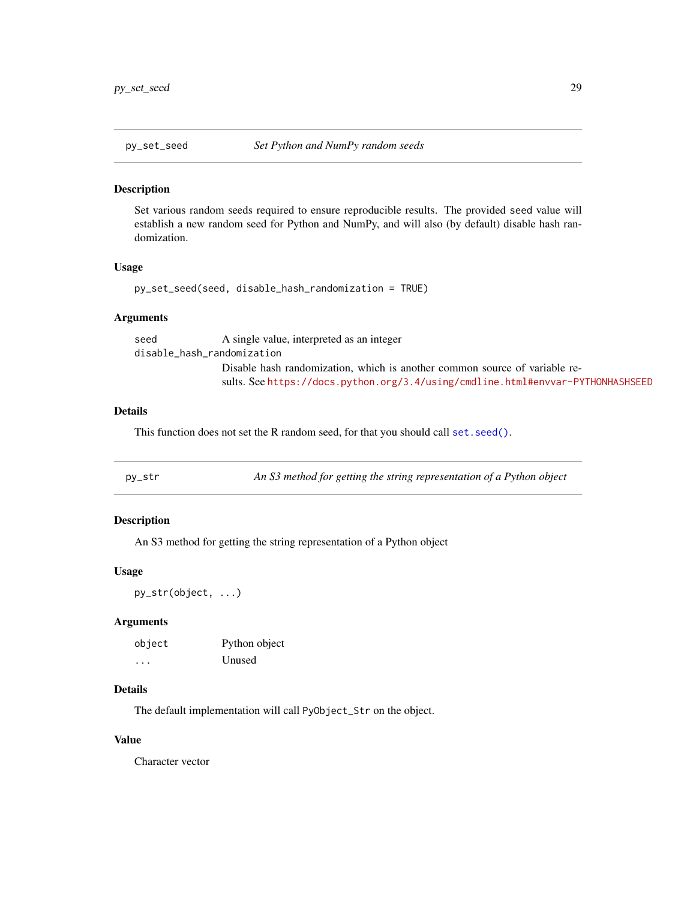## py_set_seed *Set Python and NumPy random seeds*

### Description

Set various random seeds required to ensure reproducible results. The provided seed value will establish a new random seed for Python and NumPy, and will also (by default) disable hash randomization.

### Usage

```
py_set_seed(seed, disable_hash_randomization = TRUE)
```

### Arguments

| | |
|---|---|
| `seed` | A single value, interpreted as an integer |
| `disable_hash_randomization` | Disable hash randomization, which is another common source of variable results. See https://docs.python.org/3.4/using/cmdline.html#envvar-PYTHONHASHSEED |

### Details

This function does not set the R random seed, for that you should call `set.seed()`.

## py_str *An S3 method for getting the string representation of a Python object*

### Description

An S3 method for getting the string representation of a Python object

### Usage

```
py_str(object, ...)
```

### Arguments

| | |
|---|---|
| `object` | Python object |
| `...` | Unused |

### Details

The default implementation will call `PyObject_Str` on the object.

### Value

Character vector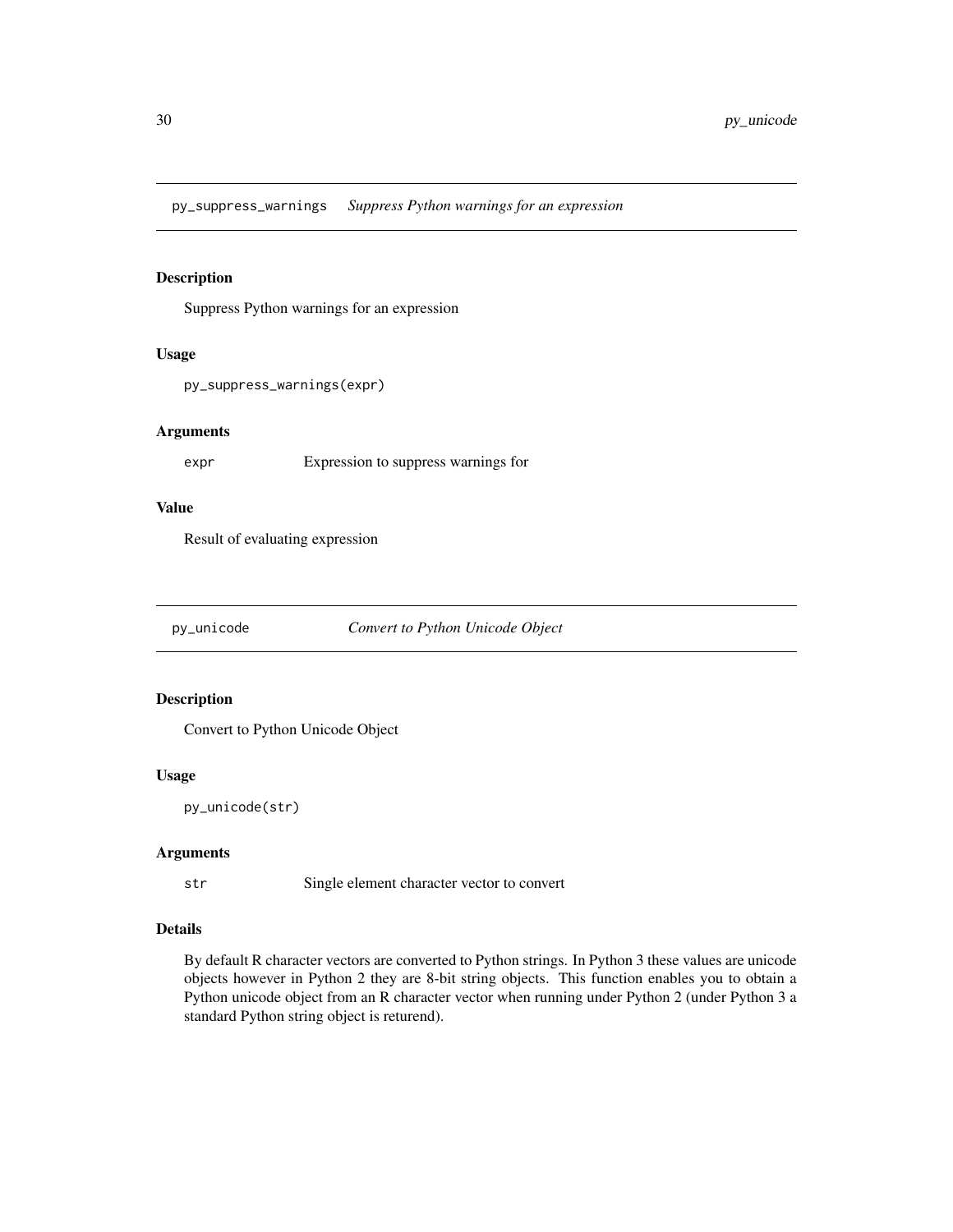## py_suppress_warnings *Suppress Python warnings for an expression*

### Description

Suppress Python warnings for an expression

### Usage

```
py_suppress_warnings(expr)
```

### Arguments

| | |
|---|---|
| `expr` | Expression to suppress warnings for |

### Value

Result of evaluating expression

## py_unicode *Convert to Python Unicode Object*

### Description

Convert to Python Unicode Object

### Usage

```
py_unicode(str)
```

### Arguments

| | |
|---|---|
| `str` | Single element character vector to convert |

### Details

By default R character vectors are converted to Python strings. In Python 3 these values are unicode objects however in Python 2 they are 8-bit string objects. This function enables you to obtain a Python unicode object from an R character vector when running under Python 2 (under Python 3 a standard Python string object is returend).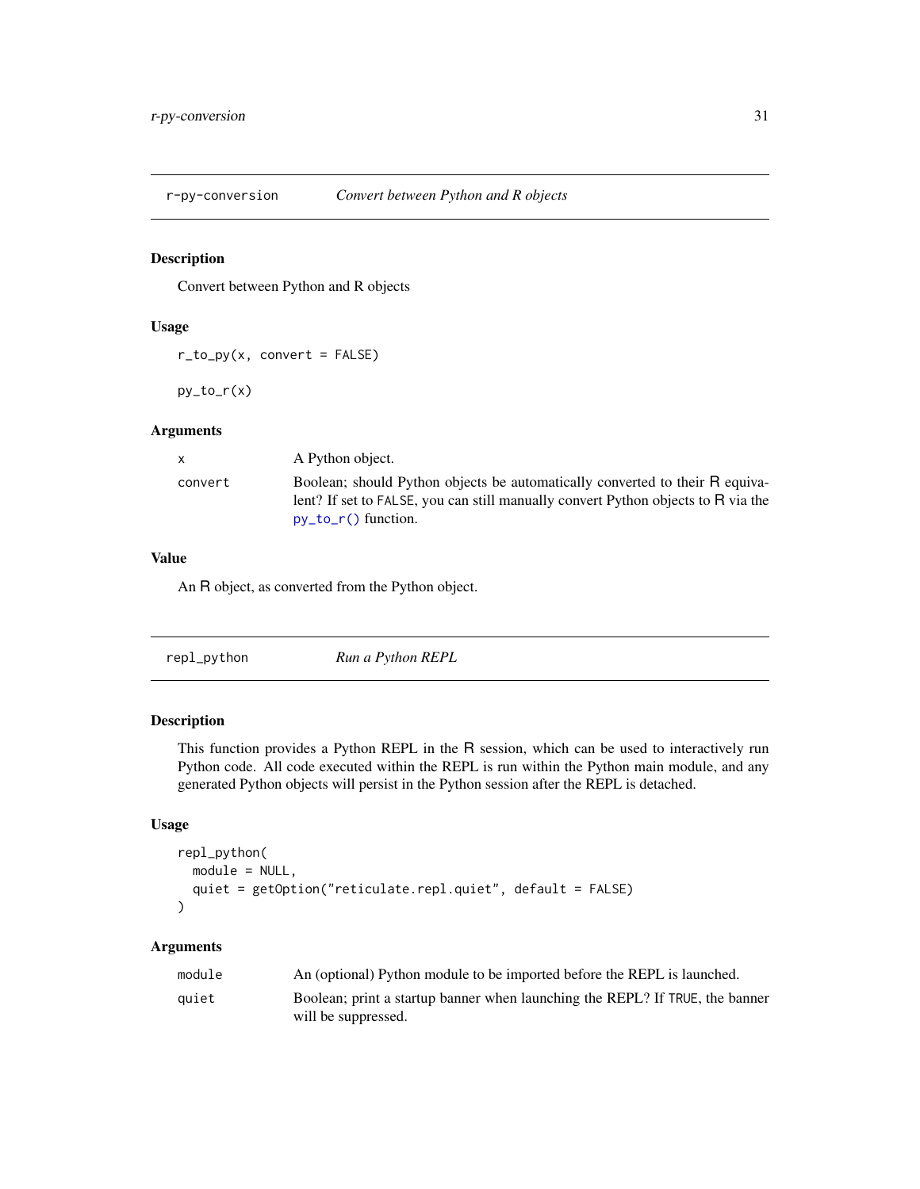## r-py-conversion — *Convert between Python and R objects*

### Description

Convert between Python and R objects

### Usage

```
r_to_py(x, convert = FALSE)

py_to_r(x)
```

### Arguments

| | |
|---|---|
| `x` | A Python object. |
| `convert` | Boolean; should Python objects be automatically converted to their R equivalent? If set to `FALSE`, you can still manually convert Python objects to R via the `py_to_r()` function. |

### Value

An R object, as converted from the Python object.

## repl_python — *Run a Python REPL*

### Description

This function provides a Python REPL in the R session, which can be used to interactively run Python code. All code executed within the REPL is run within the Python main module, and any generated Python objects will persist in the Python session after the REPL is detached.

### Usage

```
repl_python(
  module = NULL,
  quiet = getOption("reticulate.repl.quiet", default = FALSE)
)
```

### Arguments

| | |
|---|---|
| `module` | An (optional) Python module to be imported before the REPL is launched. |
| `quiet` | Boolean; print a startup banner when launching the REPL? If `TRUE`, the banner will be suppressed. |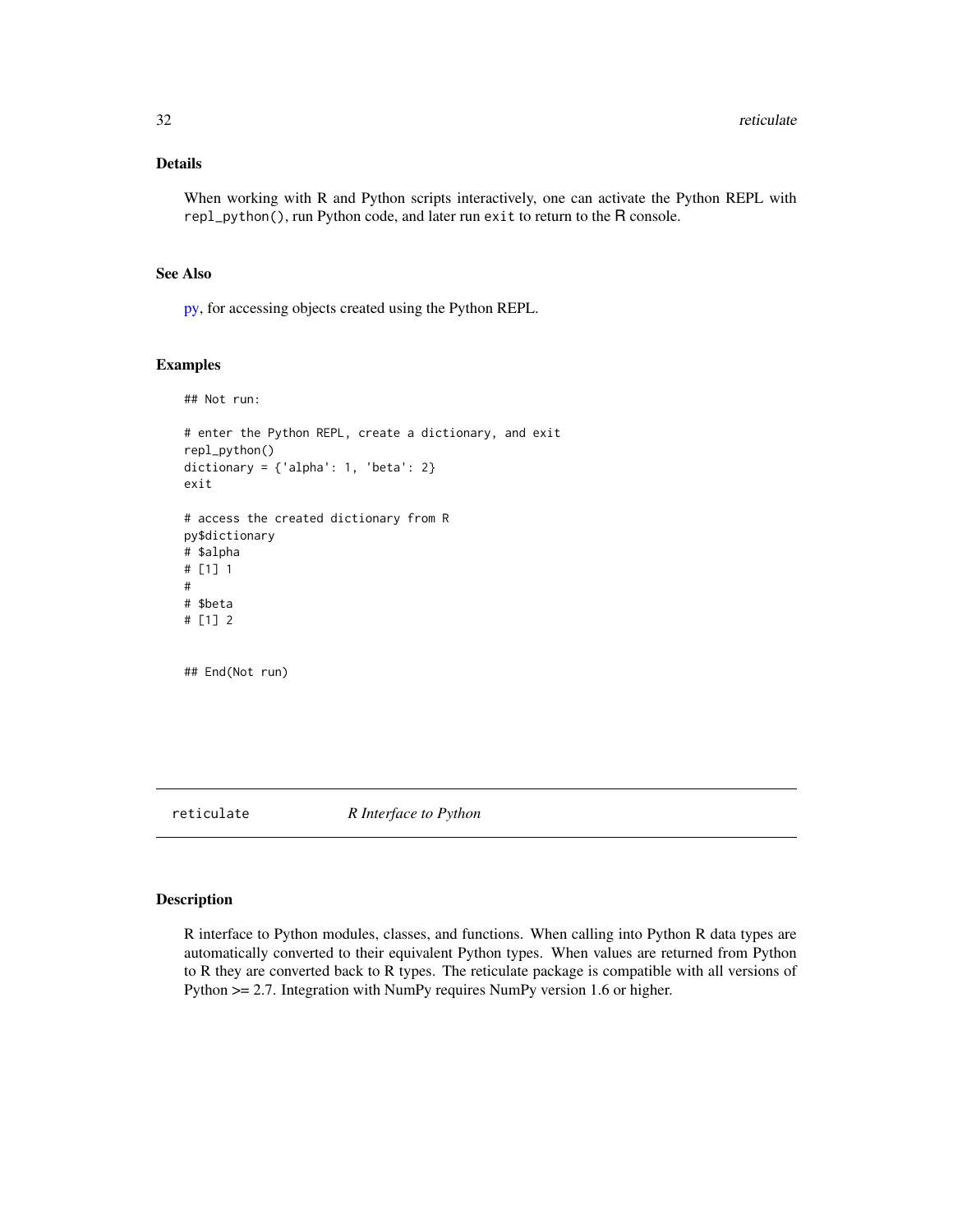### Details

When working with R and Python scripts interactively, one can activate the Python REPL with `repl_python()`, run Python code, and later run `exit` to return to the R console.

### See Also

py, for accessing objects created using the Python REPL.

### Examples

```
## Not run:

# enter the Python REPL, create a dictionary, and exit
repl_python()
dictionary = {'alpha': 1, 'beta': 2}
exit

# access the created dictionary from R
py$dictionary
# $alpha
# [1] 1
#
# $beta
# [1] 2


## End(Not run)
```

---

## reticulate — *R Interface to Python*

---

### Description

R interface to Python modules, classes, and functions. When calling into Python R data types are automatically converted to their equivalent Python types. When values are returned from Python to R they are converted back to R types. The reticulate package is compatible with all versions of Python >= 2.7. Integration with NumPy requires NumPy version 1.6 or higher.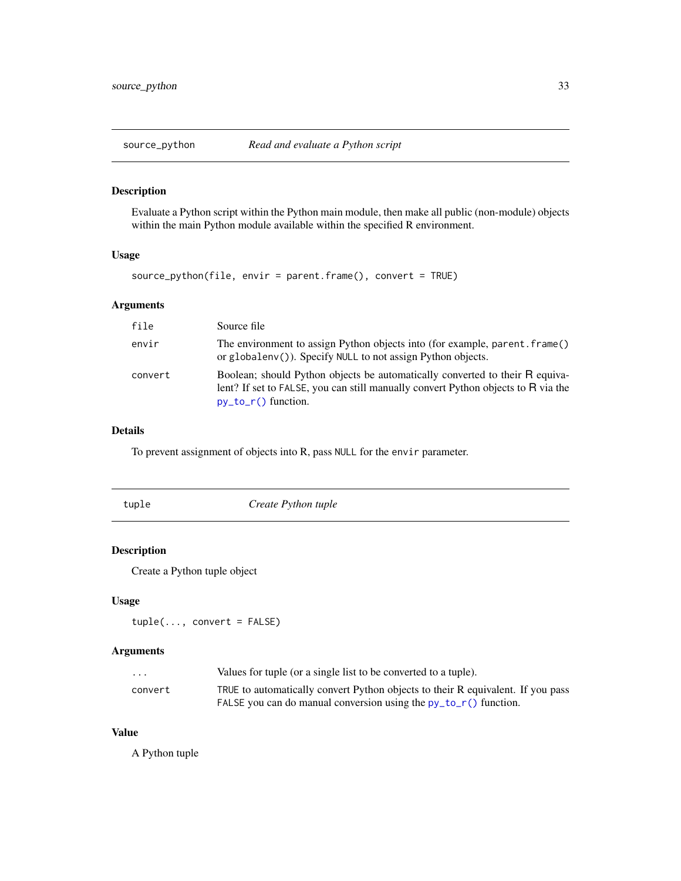## source_python — *Read and evaluate a Python script*

### Description

Evaluate a Python script within the Python main module, then make all public (non-module) objects within the main Python module available within the specified R environment.

### Usage

```
source_python(file, envir = parent.frame(), convert = TRUE)
```

### Arguments

| | |
|---|---|
| `file` | Source file |
| `envir` | The environment to assign Python objects into (for example, `parent.frame()` or `globalenv()`). Specify `NULL` to not assign Python objects. |
| `convert` | Boolean; should Python objects be automatically converted to their R equivalent? If set to `FALSE`, you can still manually convert Python objects to R via the `py_to_r()` function. |

### Details

To prevent assignment of objects into R, pass `NULL` for the `envir` parameter.

## tuple — *Create Python tuple*

### Description

Create a Python tuple object

### Usage

```
tuple(..., convert = FALSE)
```

### Arguments

| | |
|---|---|
| `...` | Values for tuple (or a single list to be converted to a tuple). |
| `convert` | `TRUE` to automatically convert Python objects to their R equivalent. If you pass `FALSE` you can do manual conversion using the `py_to_r()` function. |

### Value

A Python tuple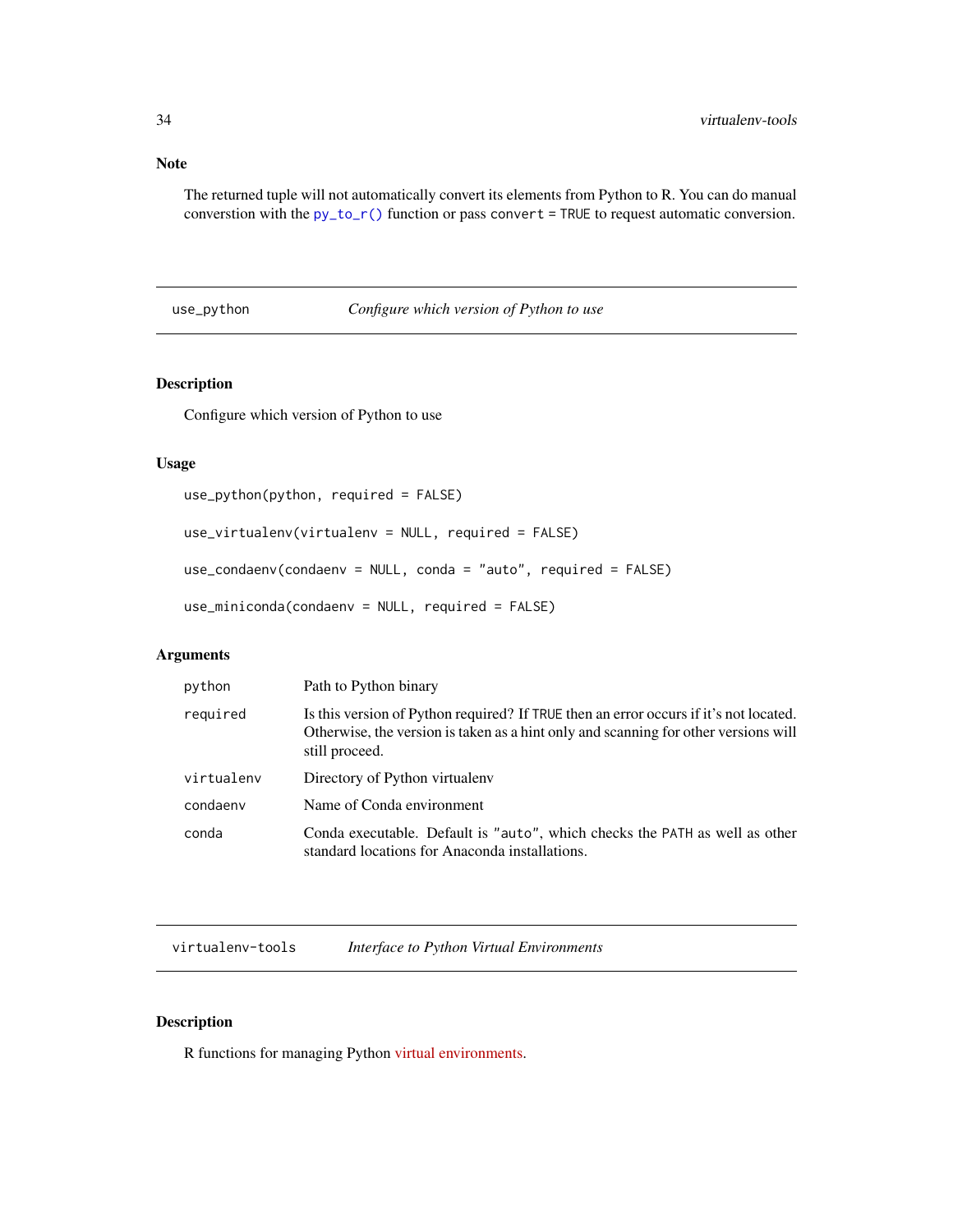### Note

The returned tuple will not automatically convert its elements from Python to R. You can do manual converstion with the `py_to_r()` function or pass `convert = TRUE` to request automatic conversion.

---

## use_python — *Configure which version of Python to use*

### Description

Configure which version of Python to use

### Usage

```
use_python(python, required = FALSE)

use_virtualenv(virtualenv = NULL, required = FALSE)

use_condaenv(condaenv = NULL, conda = "auto", required = FALSE)

use_miniconda(condaenv = NULL, required = FALSE)
```

### Arguments

| | |
|---|---|
| `python` | Path to Python binary |
| `required` | Is this version of Python required? If `TRUE` then an error occurs if it's not located. Otherwise, the version is taken as a hint only and scanning for other versions will still proceed. |
| `virtualenv` | Directory of Python virtualenv |
| `condaenv` | Name of Conda environment |
| `conda` | Conda executable. Default is `"auto"`, which checks the `PATH` as well as other standard locations for Anaconda installations. |

---

## virtualenv-tools — *Interface to Python Virtual Environments*

### Description

R functions for managing Python virtual environments.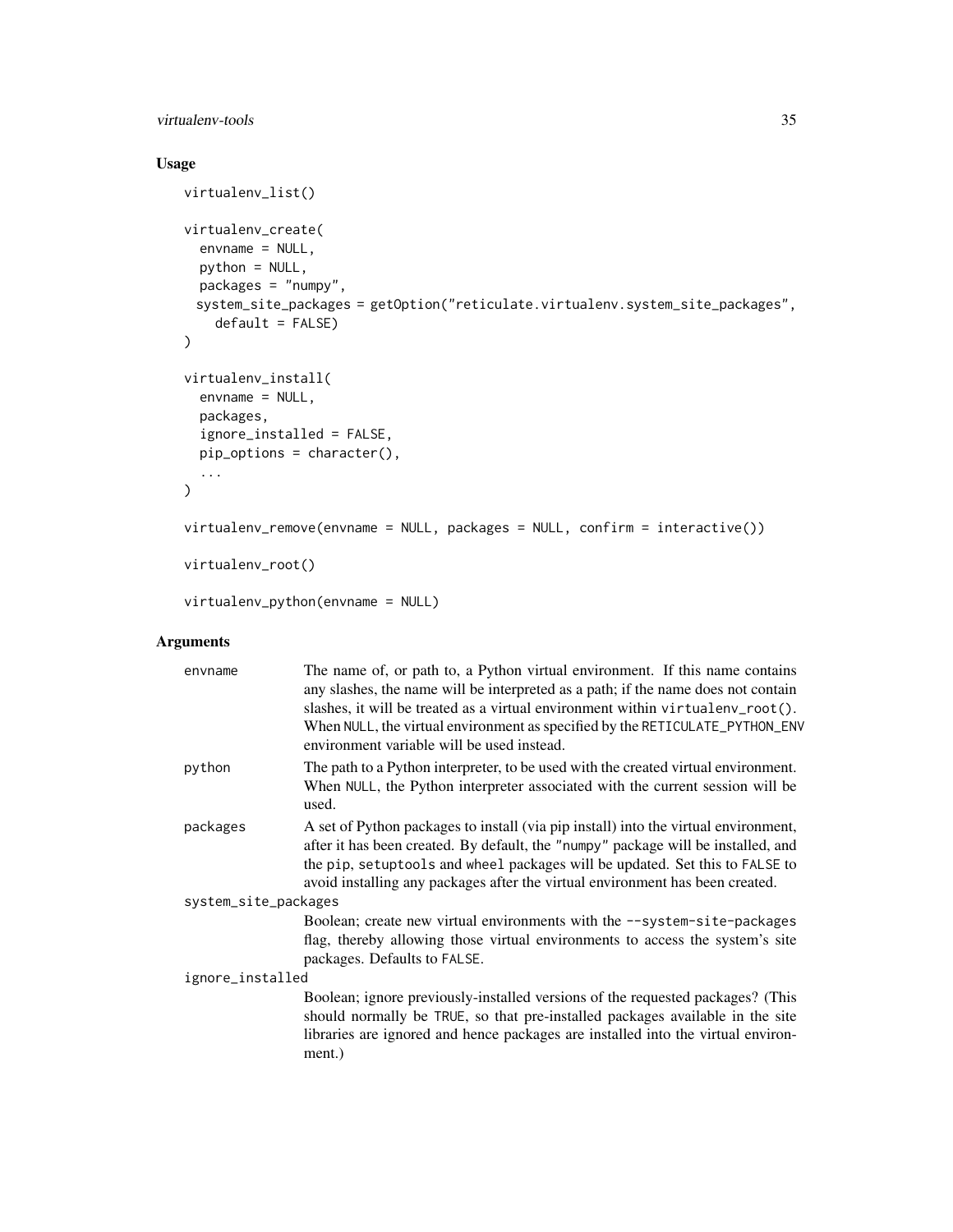## Usage

```
virtualenv_list()

virtualenv_create(
  envname = NULL,
  python = NULL,
  packages = "numpy",
  system_site_packages = getOption("reticulate.virtualenv.system_site_packages",
    default = FALSE)
)

virtualenv_install(
  envname = NULL,
  packages,
  ignore_installed = FALSE,
  pip_options = character(),
  ...
)

virtualenv_remove(envname = NULL, packages = NULL, confirm = interactive())

virtualenv_root()

virtualenv_python(envname = NULL)
```

## Arguments

`envname` — The name of, or path to, a Python virtual environment. If this name contains any slashes, the name will be interpreted as a path; if the name does not contain slashes, it will be treated as a virtual environment within `virtualenv_root()`. When `NULL`, the virtual environment as specified by the `RETICULATE_PYTHON_ENV` environment variable will be used instead.

`python` — The path to a Python interpreter, to be used with the created virtual environment. When `NULL`, the Python interpreter associated with the current session will be used.

`packages` — A set of Python packages to install (via pip install) into the virtual environment, after it has been created. By default, the `"numpy"` package will be installed, and the `pip`, `setuptools` and `wheel` packages will be updated. Set this to `FALSE` to avoid installing any packages after the virtual environment has been created.

`system_site_packages` — Boolean; create new virtual environments with the `--system-site-packages` flag, thereby allowing those virtual environments to access the system's site packages. Defaults to `FALSE`.

`ignore_installed` — Boolean; ignore previously-installed versions of the requested packages? (This should normally be `TRUE`, so that pre-installed packages available in the site libraries are ignored and hence packages are installed into the virtual environment.)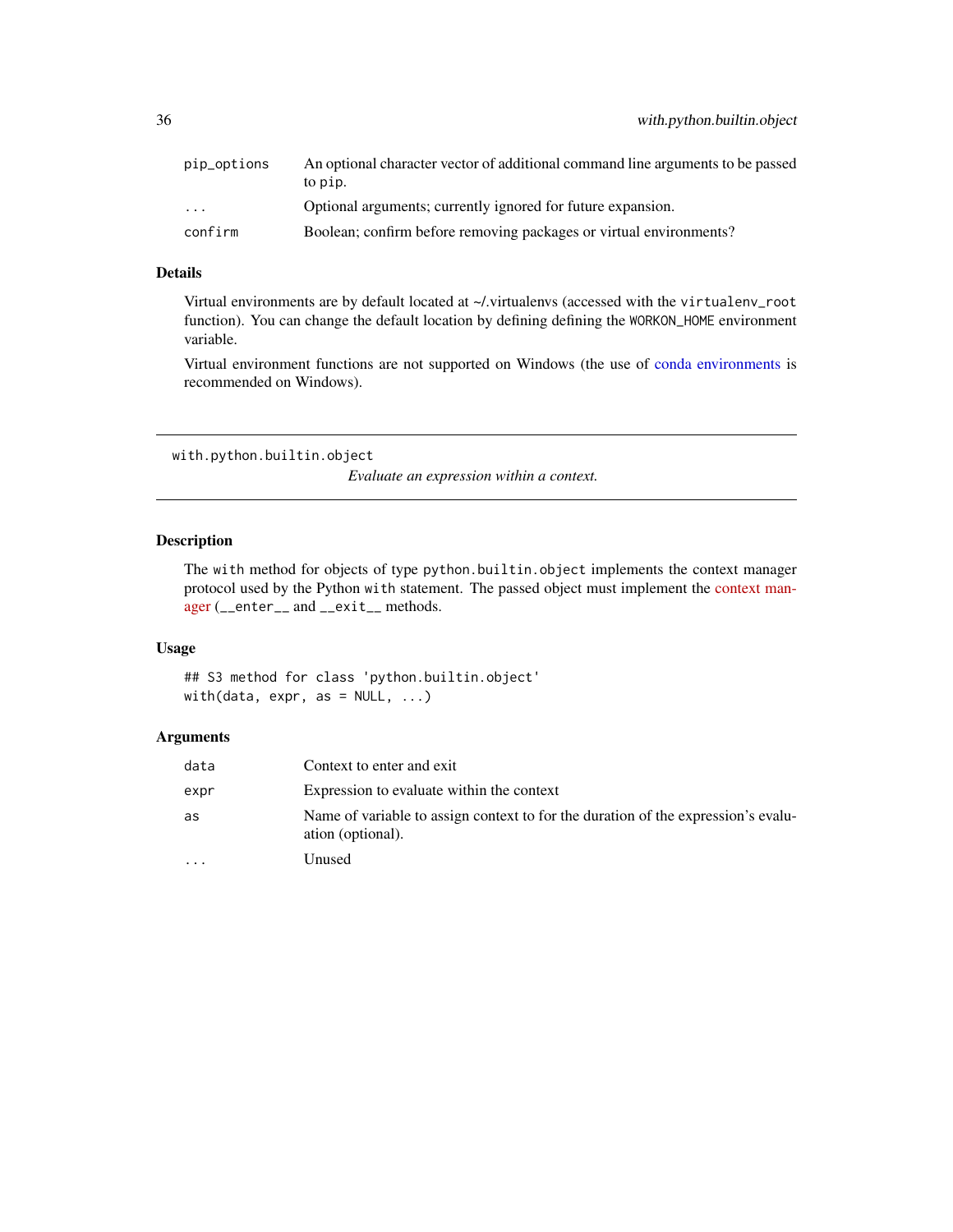| | |
|---|---|
| pip_options | An optional character vector of additional command line arguments to be passed to pip. |
| ... | Optional arguments; currently ignored for future expansion. |
| confirm | Boolean; confirm before removing packages or virtual environments? |

### Details

Virtual environments are by default located at ~/.virtualenvs (accessed with the `virtualenv_root` function). You can change the default location by defining defining the `WORKON_HOME` environment variable.

Virtual environment functions are not supported on Windows (the use of conda environments is recommended on Windows).

---

## with.python.builtin.object

*Evaluate an expression within a context.*

---

### Description

The `with` method for objects of type `python.builtin.object` implements the context manager protocol used by the Python `with` statement. The passed object must implement the context manager (`__enter__` and `__exit__` methods.

### Usage

```
## S3 method for class 'python.builtin.object'
with(data, expr, as = NULL, ...)
```

### Arguments

| | |
|---|---|
| data | Context to enter and exit |
| expr | Expression to evaluate within the context |
| as | Name of variable to assign context to for the duration of the expression's evaluation (optional). |
| ... | Unused |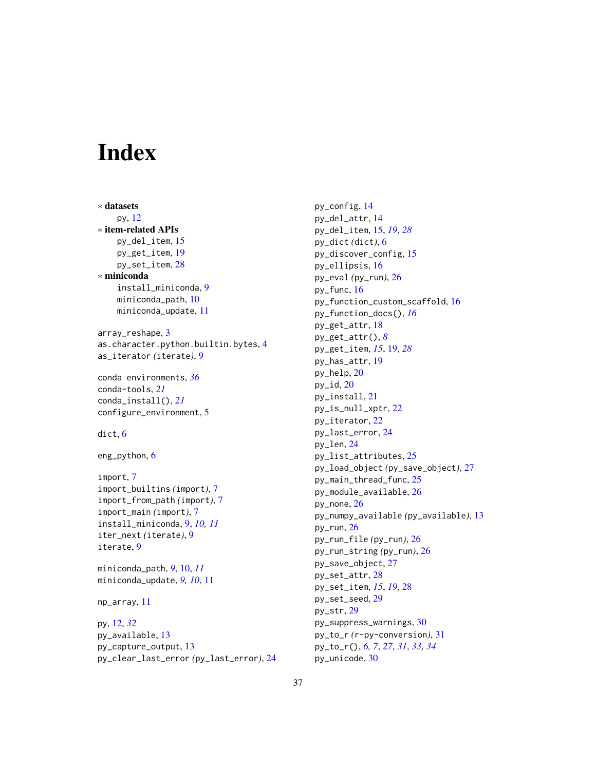# Index

∗ **datasets**
  py, 12

∗ **item-related APIs**
  py_del_item, 15
  py_get_item, 19
  py_set_item, 28

∗ **miniconda**
  install_miniconda, 9
  miniconda_path, 10
  miniconda_update, 11

array_reshape, 3
as.character.python.builtin.bytes, 4
as_iterator *(iterate)*, 9

conda environments, *36*
conda-tools, *21*
conda_install(), *21*
configure_environment, 5

dict, 6

eng_python, 6

import, 7
import_builtins *(import)*, 7
import_from_path *(import)*, 7
import_main *(import)*, 7
install_miniconda, 9, *10*, *11*
iter_next *(iterate)*, 9
iterate, 9

miniconda_path, *9*, 10, *11*
miniconda_update, *9*, *10*, 11

np_array, 11

py, 12, *32*
py_available, 13
py_capture_output, 13
py_clear_last_error *(py_last_error)*, 24
py_config, 14
py_del_attr, 14
py_del_item, 15, *19*, *28*
py_dict *(dict)*, 6
py_discover_config, 15
py_ellipsis, 16
py_eval *(py_run)*, 26
py_func, 16
py_function_custom_scaffold, 16
py_function_docs(), *16*
py_get_attr, 18
py_get_attr(), *8*
py_get_item, *15*, 19, *28*
py_has_attr, 19
py_help, 20
py_id, 20
py_install, 21
py_is_null_xptr, 22
py_iterator, 22
py_last_error, 24
py_len, 24
py_list_attributes, 25
py_load_object *(py_save_object)*, 27
py_main_thread_func, 25
py_module_available, 26
py_none, 26
py_numpy_available *(py_available)*, 13
py_run, 26
py_run_file *(py_run)*, 26
py_run_string *(py_run)*, 26
py_save_object, 27
py_set_attr, 28
py_set_item, *15*, *19*, 28
py_set_seed, 29
py_str, 29
py_suppress_warnings, 30
py_to_r *(r-py-conversion)*, 31
py_to_r(), *6*, *7*, *27*, *31*, *33*, *34*
py_unicode, 30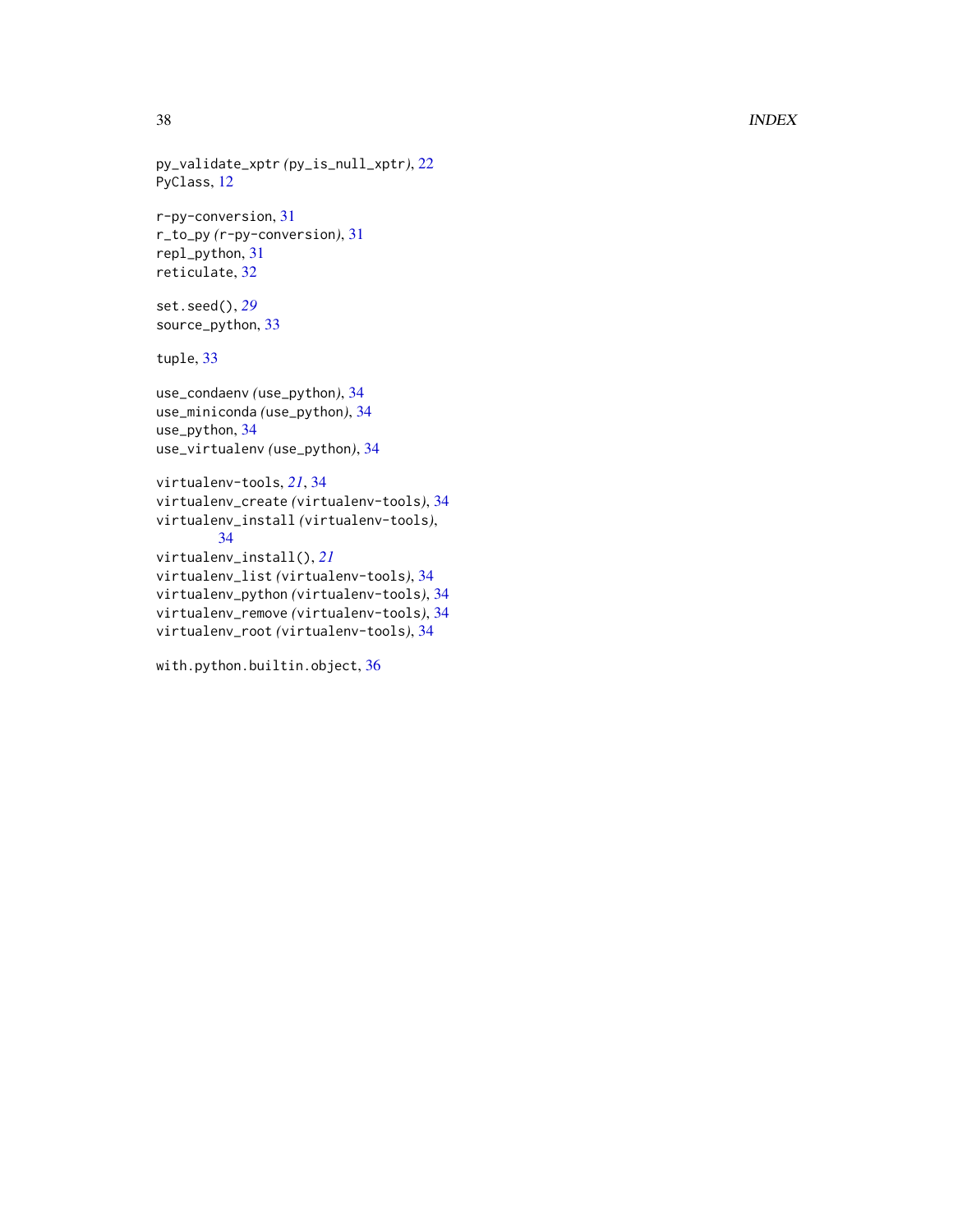py_validate_xptr *(*py_is_null_xptr*)*, 22
PyClass, 12

r-py-conversion, 31
r_to_py *(*r-py-conversion*)*, 31
repl_python, 31
reticulate, 32

set.seed(), *29*
source_python, 33

tuple, 33

use_condaenv *(*use_python*)*, 34
use_miniconda *(*use_python*)*, 34
use_python, 34
use_virtualenv *(*use_python*)*, 34

virtualenv-tools, *21*, 34
virtualenv_create *(*virtualenv-tools*)*, 34
virtualenv_install *(*virtualenv-tools*)*, 34
virtualenv_install(), *21*
virtualenv_list *(*virtualenv-tools*)*, 34
virtualenv_python *(*virtualenv-tools*)*, 34
virtualenv_remove *(*virtualenv-tools*)*, 34
virtualenv_root *(*virtualenv-tools*)*, 34

with.python.builtin.object, 36